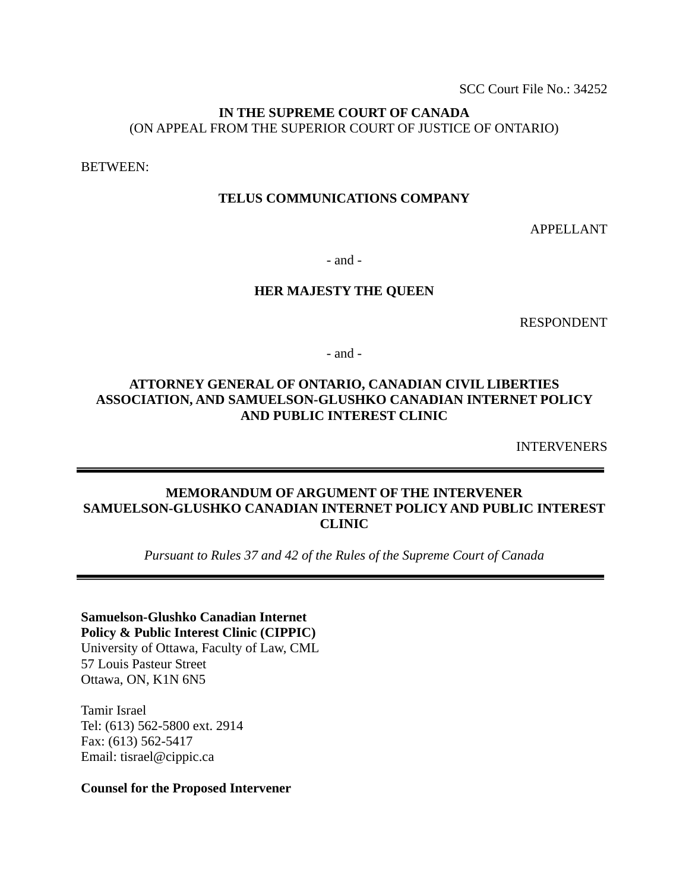SCC Court File No.: 34252

**IN THE SUPREME COURT OF CANADA**
(ON APPEAL FROM THE SUPERIOR COURT OF JUSTICE OF ONTARIO)

BETWEEN:

**TELUS COMMUNICATIONS COMPANY**

APPELLANT

\- and -

**HER MAJESTY THE QUEEN**

RESPONDENT

\- and -

**ATTORNEY GENERAL OF ONTARIO, CANADIAN CIVIL LIBERTIES ASSOCIATION, AND SAMUELSON-GLUSHKO CANADIAN INTERNET POLICY AND PUBLIC INTEREST CLINIC**

INTERVENERS

---

**MEMORANDUM OF ARGUMENT OF THE INTERVENER SAMUELSON-GLUSHKO CANADIAN INTERNET POLICY AND PUBLIC INTEREST CLINIC**

*Pursuant to Rules 37 and 42 of the Rules of the Supreme Court of Canada*

---

**Samuelson-Glushko Canadian Internet Policy & Public Interest Clinic (CIPPIC)**
University of Ottawa, Faculty of Law, CML
57 Louis Pasteur Street
Ottawa, ON, K1N 6N5

Tamir Israel
Tel: (613) 562-5800 ext. 2914
Fax: (613) 562-5417
Email: tisrael@cippic.ca

**Counsel for the Proposed Intervener**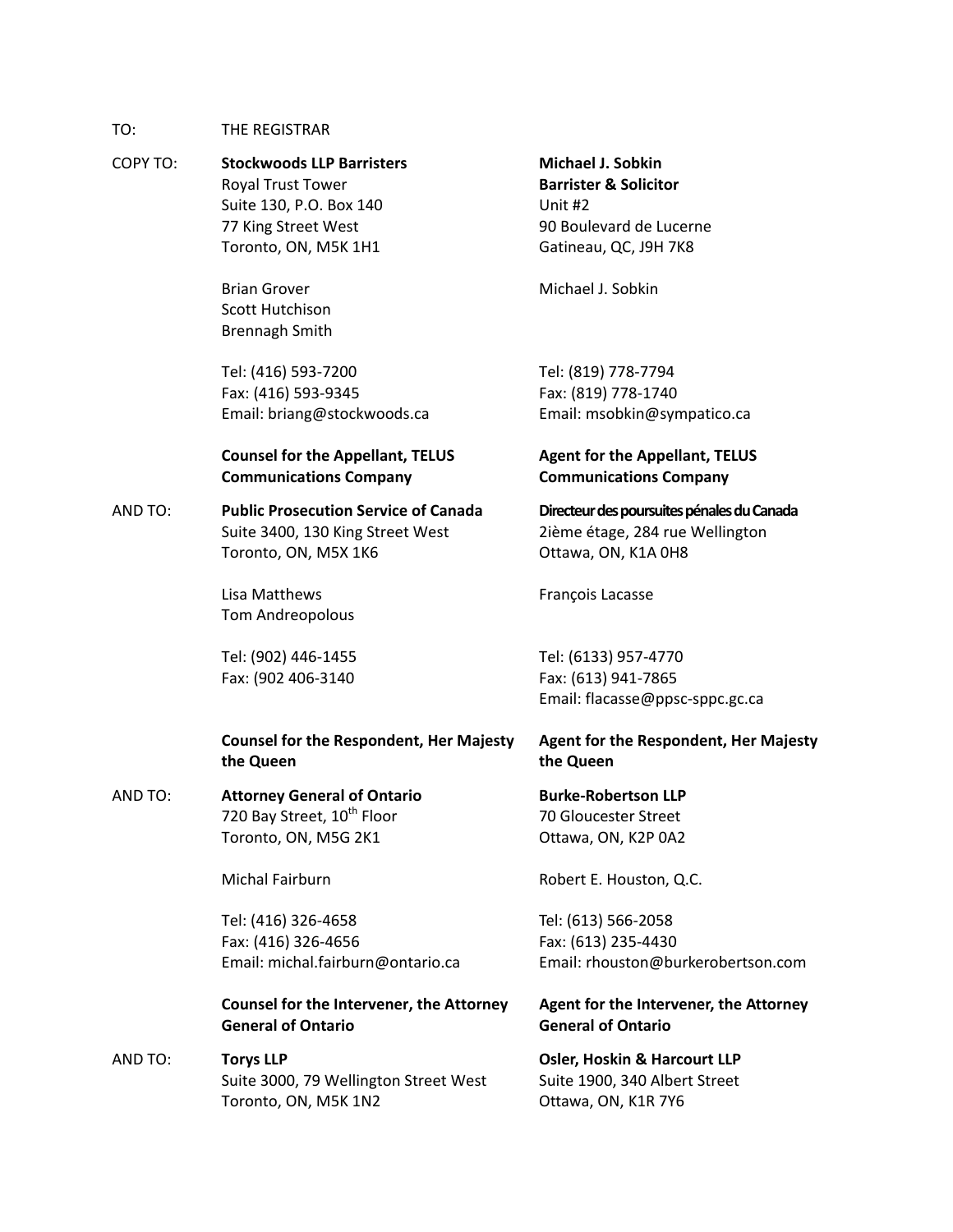TO: THE REGISTRAR

COPY TO:

**Stockwoods LLP Barristers**
Royal Trust Tower
Suite 130, P.O. Box 140
77 King Street West
Toronto, ON, M5K 1H1

Brian Grover
Scott Hutchison
Brennagh Smith

Tel: (416) 593-7200
Fax: (416) 593-9345
Email: briang@stockwoods.ca

**Counsel for the Appellant, TELUS Communications Company**

**Michael J. Sobkin**
**Barrister & Solicitor**
Unit #2
90 Boulevard de Lucerne
Gatineau, QC, J9H 7K8

Michael J. Sobkin

Tel: (819) 778-7794
Fax: (819) 778-1740
Email: msobkin@sympatico.ca

**Agent for the Appellant, TELUS Communications Company**

AND TO:

**Public Prosecution Service of Canada**
Suite 3400, 130 King Street West
Toronto, ON, M5X 1K6

Lisa Matthews
Tom Andreopolous

Tel: (902) 446-1455
Fax: (902 406-3140

**Counsel for the Respondent, Her Majesty the Queen**

**Directeur des poursuites pénales du Canada**
2ième étage, 284 rue Wellington
Ottawa, ON, K1A 0H8

François Lacasse

Tel: (6133) 957-4770
Fax: (613) 941-7865
Email: flacasse@ppsc-sppc.gc.ca

**Agent for the Respondent, Her Majesty the Queen**

AND TO:

**Attorney General of Ontario**
720 Bay Street, 10th Floor
Toronto, ON, M5G 2K1

Michal Fairburn

Tel: (416) 326-4658
Fax: (416) 326-4656
Email: michal.fairburn@ontario.ca

**Counsel for the Intervener, the Attorney General of Ontario**

**Burke-Robertson LLP**
70 Gloucester Street
Ottawa, ON, K2P 0A2

Robert E. Houston, Q.C.

Tel: (613) 566-2058
Fax: (613) 235-4430
Email: rhouston@burkerobertson.com

**Agent for the Intervener, the Attorney General of Ontario**

AND TO:

**Torys LLP**
Suite 3000, 79 Wellington Street West
Toronto, ON, M5K 1N2

**Osler, Hoskin & Harcourt LLP**
Suite 1900, 340 Albert Street
Ottawa, ON, K1R 7Y6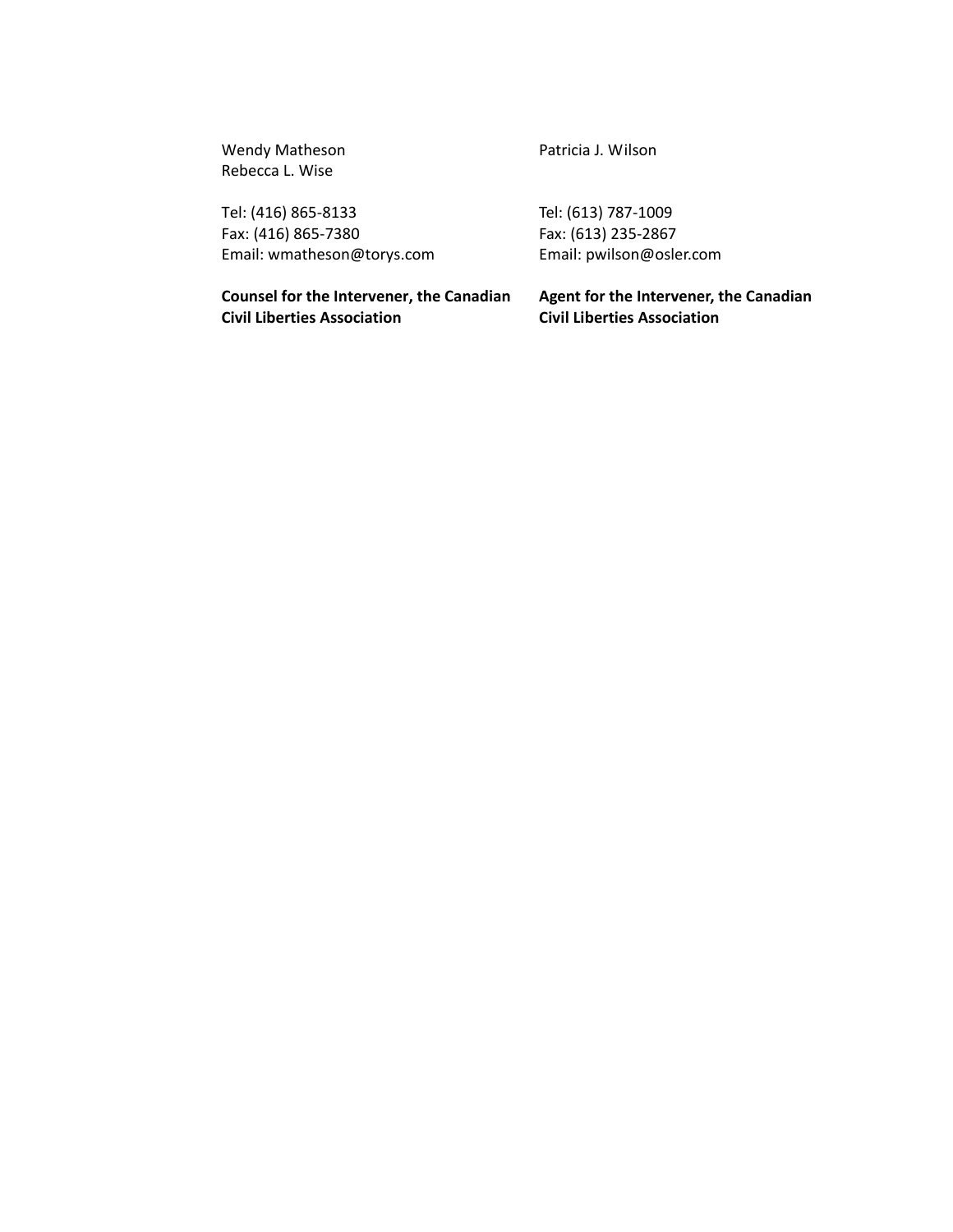Wendy Matheson
Rebecca L. Wise

Tel: (416) 865-8133
Fax: (416) 865-7380
Email: wmatheson@torys.com

**Counsel for the Intervener, the Canadian Civil Liberties Association**

Patricia J. Wilson

Tel: (613) 787-1009
Fax: (613) 235-2867
Email: pwilson@osler.com

**Agent for the Intervener, the Canadian Civil Liberties Association**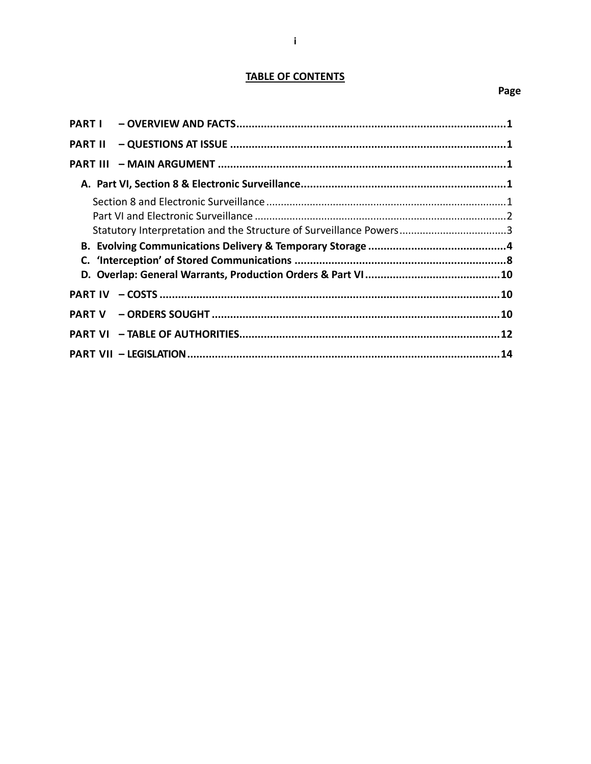## TABLE OF CONTENTS

| | Page |
|---|---|
| **PART I – OVERVIEW AND FACTS** | **1** |
| **PART II – QUESTIONS AT ISSUE** | **1** |
| **PART III – MAIN ARGUMENT** | **1** |
| **A. Part VI, Section 8 & Electronic Surveillance** | **1** |
| Section 8 and Electronic Surveillance | 1 |
| Part VI and Electronic Surveillance | 2 |
| Statutory Interpretation and the Structure of Surveillance Powers | 3 |
| **B. Evolving Communications Delivery & Temporary Storage** | **4** |
| **C. 'Interception' of Stored Communications** | **8** |
| **D. Overlap: General Warrants, Production Orders & Part VI** | **10** |
| **PART IV – COSTS** | **10** |
| **PART V – ORDERS SOUGHT** | **10** |
| **PART VI – TABLE OF AUTHORITIES** | **12** |
| **PART VII – LEGISLATION** | **14** |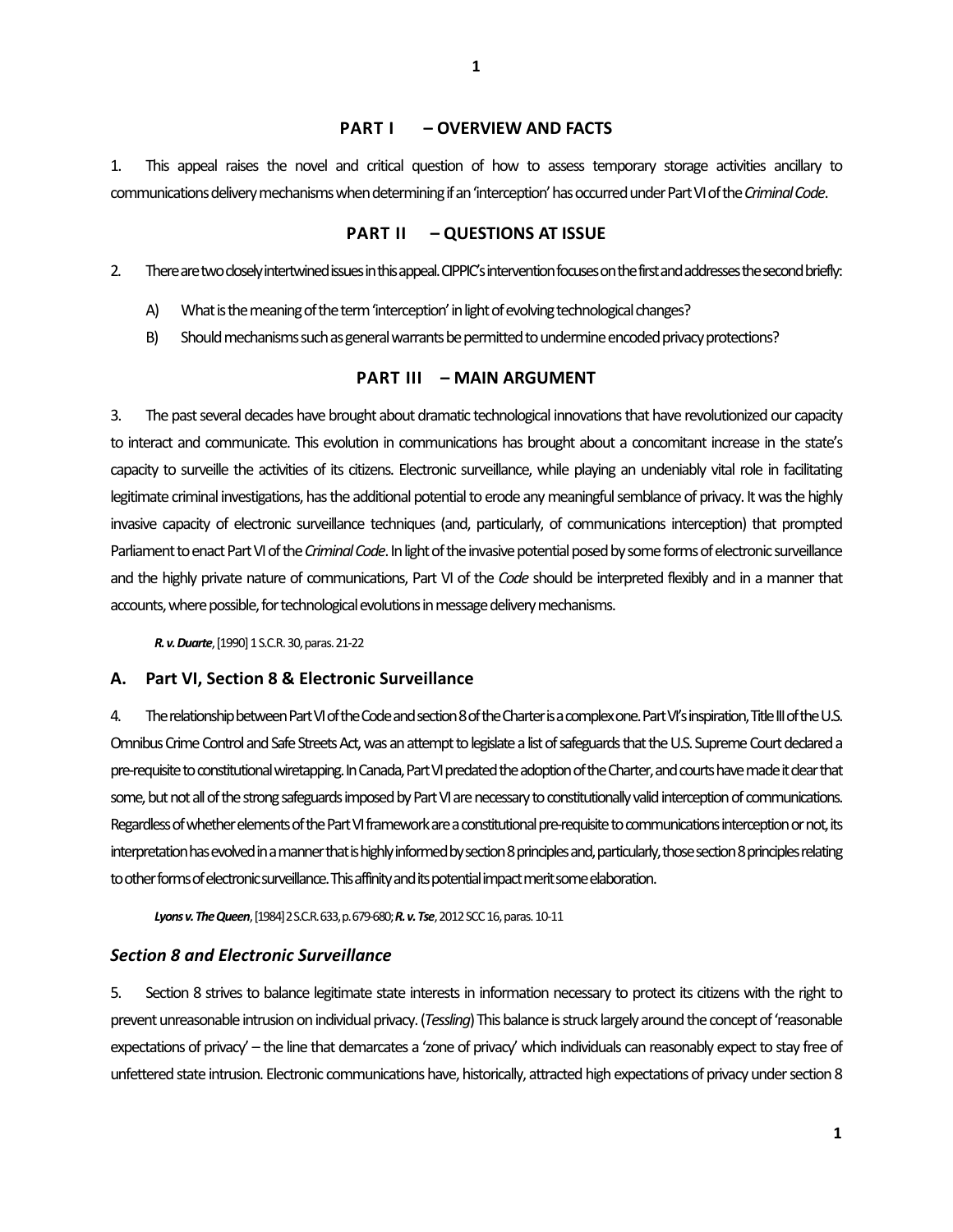## PART I – OVERVIEW AND FACTS

1. This appeal raises the novel and critical question of how to assess temporary storage activities ancillary to communications delivery mechanisms when determining if an 'interception' has occurred under Part VI of the *Criminal Code*.

## PART II – QUESTIONS AT ISSUE

2. There are two closely intertwined issues in this appeal. CIPPIC's intervention focuses on the first and addresses the second briefly:

   A) What is the meaning of the term 'interception' in light of evolving technological changes?

   B) Should mechanisms such as general warrants be permitted to undermine encoded privacy protections?

## PART III – MAIN ARGUMENT

3. The past several decades have brought about dramatic technological innovations that have revolutionized our capacity to interact and communicate. This evolution in communications has brought about a concomitant increase in the state's capacity to surveille the activities of its citizens. Electronic surveillance, while playing an undeniably vital role in facilitating legitimate criminal investigations, has the additional potential to erode any meaningful semblance of privacy. It was the highly invasive capacity of electronic surveillance techniques (and, particularly, of communications interception) that prompted Parliament to enact Part VI of the *Criminal Code*. In light of the invasive potential posed by some forms of electronic surveillance and the highly private nature of communications, Part VI of the *Code* should be interpreted flexibly and in a manner that accounts, where possible, for technological evolutions in message delivery mechanisms.

> ***R. v. Duarte***, [1990] 1 S.C.R. 30, paras. 21-22

### A. Part VI, Section 8 & Electronic Surveillance

4. The relationship between Part VI of the Code and section 8 of the Charter is a complex one. Part VI's inspiration, Title III of the U.S. Omnibus Crime Control and Safe Streets Act, was an attempt to legislate a list of safeguards that the U.S. Supreme Court declared a pre-requisite to constitutional wiretapping. In Canada, Part VI predated the adoption of the Charter, and courts have made it clear that some, but not all of the strong safeguards imposed by Part VI are necessary to constitutionally valid interception of communications. Regardless of whether elements of the Part VI framework are a constitutional pre-requisite to communications interception or not, its interpretation has evolved in a manner that is highly informed by section 8 principles and, particularly, those section 8 principles relating to other forms of electronic surveillance. This affinity and its potential impact merit some elaboration.

> ***Lyons v. The Queen***, [1984] 2 S.C.R. 633, p. 679-680; ***R. v. Tse***, 2012 SCC 16, paras. 10-11

### *Section 8 and Electronic Surveillance*

5. Section 8 strives to balance legitimate state interests in information necessary to protect its citizens with the right to prevent unreasonable intrusion on individual privacy. (*Tessling*) This balance is struck largely around the concept of 'reasonable expectations of privacy' – the line that demarcates a 'zone of privacy' which individuals can reasonably expect to stay free of unfettered state intrusion. Electronic communications have, historically, attracted high expectations of privacy under section 8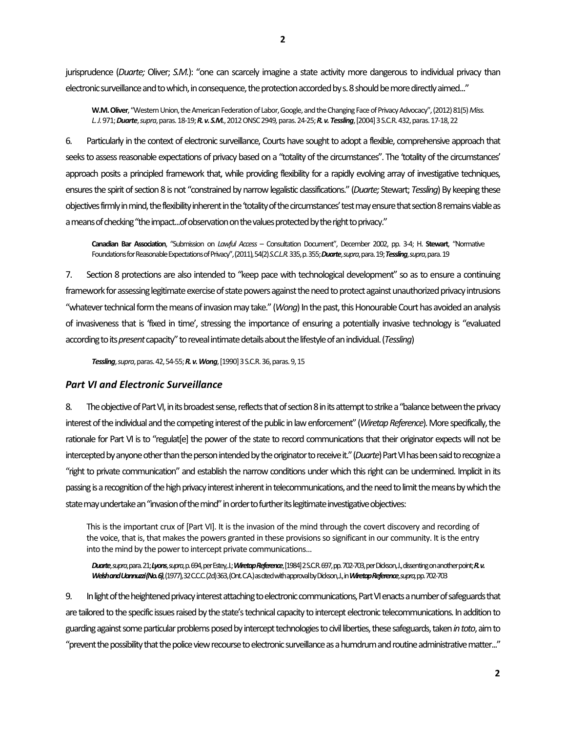jurisprudence (*Duarte;* Oliver; *S.M.*): "one can scarcely imagine a state activity more dangerous to individual privacy than electronic surveillance and to which, in consequence, the protection accorded by s. 8 should be more directly aimed..."

> **W.M. Oliver**, "Western Union, the American Federation of Labor, Google, and the Changing Face of Privacy Advocacy", (2012) 81(5) *Miss. L. J.* 971; ***Duarte***, *supra*, paras. 18-19; ***R. v. S.M.***, 2012 ONSC 2949, paras. 24-25; ***R. v. Tessling***, [2004] 3 S.C.R. 432, paras. 17-18, 22

6. Particularly in the context of electronic surveillance, Courts have sought to adopt a flexible, comprehensive approach that seeks to assess reasonable expectations of privacy based on a "totality of the circumstances". The 'totality of the circumstances' approach posits a principled framework that, while providing flexibility for a rapidly evolving array of investigative techniques, ensures the spirit of section 8 is not "constrained by narrow legalistic classifications." (*Duarte;* Stewart; *Tessling*) By keeping these objectives firmly in mind, the flexibility inherent in the 'totality of the circumstances' test may ensure that section 8 remains viable as a means of checking "the impact...of observation on the values protected by the right to privacy."

> **Canadian Bar Association**, "Submission on *Lawful Access* – Consultation Document", December 2002, pp. 3-4; H. **Stewart**, "Normative Foundations for Reasonable Expectations of Privacy", (2011), 54(2) *S.C.L.R.* 335, p. 355; ***Duarte***, *supra*, para. 19; ***Tessling***, *supra*, para. 19

7. Section 8 protections are also intended to "keep pace with technological development" so as to ensure a continuing framework for assessing legitimate exercise of state powers against the need to protect against unauthorized privacy intrusions "whatever technical form the means of invasion may take." (*Wong*) In the past, this Honourable Court has avoided an analysis of invasiveness that is 'fixed in time', stressing the importance of ensuring a potentially invasive technology is "evaluated according to its *present* capacity" to reveal intimate details about the lifestyle of an individual. (*Tessling*)

> ***Tessling***, *supra*, paras. 42, 54-55; ***R. v. Wong***, [1990] 3 S.C.R. 36, paras. 9, 15

### *Part VI and Electronic Surveillance*

8. The objective of Part VI, in its broadest sense, reflects that of section 8 in its attempt to strike a "balance between the privacy interest of the individual and the competing interest of the public in law enforcement" (*Wiretap Reference*). More specifically, the rationale for Part VI is to "regulat[e] the power of the state to record communications that their originator expects will not be intercepted by anyone other than the person intended by the originator to receive it." (*Duarte*) Part VI has been said to recognize a "right to private communication" and establish the narrow conditions under which this right can be undermined. Implicit in its passing is a recognition of the high privacy interest inherent in telecommunications, and the need to limit the means by which the state may undertake an "invasion of the mind" in order to further its legitimate investigative objectives:

> This is the important crux of [Part VI]. It is the invasion of the mind through the covert discovery and recording of the voice, that is, that makes the powers granted in these provisions so significant in our community. It is the entry into the mind by the power to intercept private communications...

> ***Duarte***, *supra*, para. 21; ***Lyons***, *supra*, p. 694, per Estey, J.; ***Wiretap Reference***, [1984] 2 S.C.R. 697, pp. 702-703, per Dickson, J., dissenting on another point; ***R. v. Welsh and Uannuzzi (No. 6)***, (1977), 32 C.C.C. (2d) 363, (Ont. C.A.) as cited with approval by Dickson, J., in ***Wiretap Reference***, *supra*, pp. 702-703

9. In light of the heightened privacy interest attaching to electronic communications, Part VI enacts a number of safeguards that are tailored to the specific issues raised by the state's technical capacity to intercept electronic telecommunications. In addition to guarding against some particular problems posed by intercept technologies to civil liberties, these safeguards, taken *in toto*, aim to "prevent the possibility that the police view recourse to electronic surveillance as a humdrum and routine administrative matter..."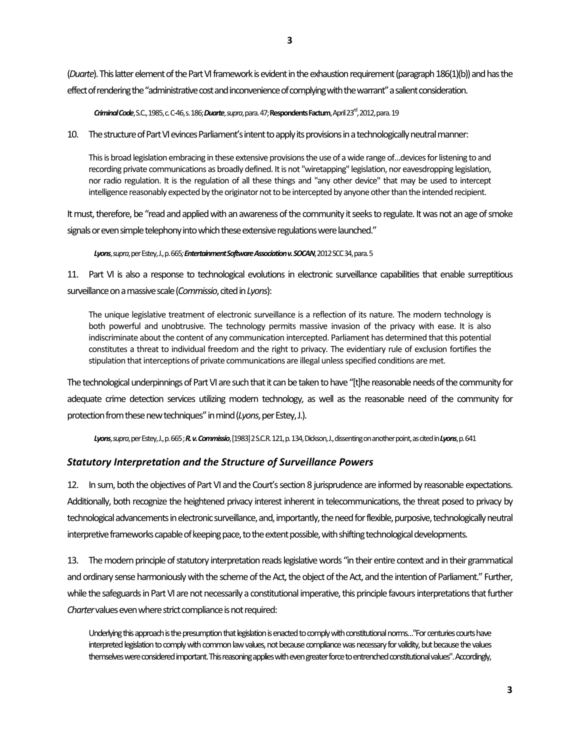(*Duarte*). This latter element of the Part VI framework is evident in the exhaustion requirement (paragraph 186(1)(b)) and has the effect of rendering the "administrative cost and inconvenience of complying with the warrant" a salient consideration.

> ***Criminal Code***, S.C., 1985, c. C-46, s. 186; ***Duarte***, *supra*, para. 47; **Respondents Factum**, April 23rd, 2012, para. 19

10. The structure of Part VI evinces Parliament's intent to apply its provisions in a technologically neutral manner:

> This is broad legislation embracing in these extensive provisions the use of a wide range of...devices for listening to and recording private communications as broadly defined. It is not "wiretapping" legislation, nor eavesdropping legislation, nor radio regulation. It is the regulation of all these things and "any other device" that may be used to intercept intelligence reasonably expected by the originator not to be intercepted by anyone other than the intended recipient.

It must, therefore, be "read and applied with an awareness of the community it seeks to regulate. It was not an age of smoke signals or even simple telephony into which these extensive regulations were launched."

> ***Lyons***, *supra*, per Estey, J., p. 665; ***Entertainment Software Association v. SOCAN***, 2012 SCC 34, para. 5

11. Part VI is also a response to technological evolutions in electronic surveillance capabilities that enable surreptitious surveillance on a massive scale (*Commissio*, cited in *Lyons*):

> The unique legislative treatment of electronic surveillance is a reflection of its nature. The modern technology is both powerful and unobtrusive. The technology permits massive invasion of the privacy with ease. It is also indiscriminate about the content of any communication intercepted. Parliament has determined that this potential constitutes a threat to individual freedom and the right to privacy. The evidentiary rule of exclusion fortifies the stipulation that interceptions of private communications are illegal unless specified conditions are met.

The technological underpinnings of Part VI are such that it can be taken to have "[t]he reasonable needs of the community for adequate crime detection services utilizing modern technology, as well as the reasonable need of the community for protection from these new techniques" in mind (*Lyons*, per Estey, J.).

> ***Lyons***, *supra*, per Estey, J., p. 665; ***R. v. Commissio***, [1983] 2 S.C.R. 121, p. 134, Dickson, J., dissenting on another point, as cited in ***Lyons***, p. 641

### *Statutory Interpretation and the Structure of Surveillance Powers*

12. In sum, both the objectives of Part VI and the Court's section 8 jurisprudence are informed by reasonable expectations. Additionally, both recognize the heightened privacy interest inherent in telecommunications, the threat posed to privacy by technological advancements in electronic surveillance, and, importantly, the need for flexible, purposive, technologically neutral interpretive frameworks capable of keeping pace, to the extent possible, with shifting technological developments.

13. The modern principle of statutory interpretation reads legislative words "in their entire context and in their grammatical and ordinary sense harmoniously with the scheme of the Act, the object of the Act, and the intention of Parliament." Further, while the safeguards in Part VI are not necessarily a constitutional imperative, this principle favours interpretations that further *Charter* values even where strict compliance is not required:

> Underlying this approach is the presumption that legislation is enacted to comply with constitutional norms..."For centuries courts have interpreted legislation to comply with common law values, not because compliance was necessary for validity, but because the values themselves were considered important. This reasoning applies with even greater force to entrenched constitutional values". Accordingly,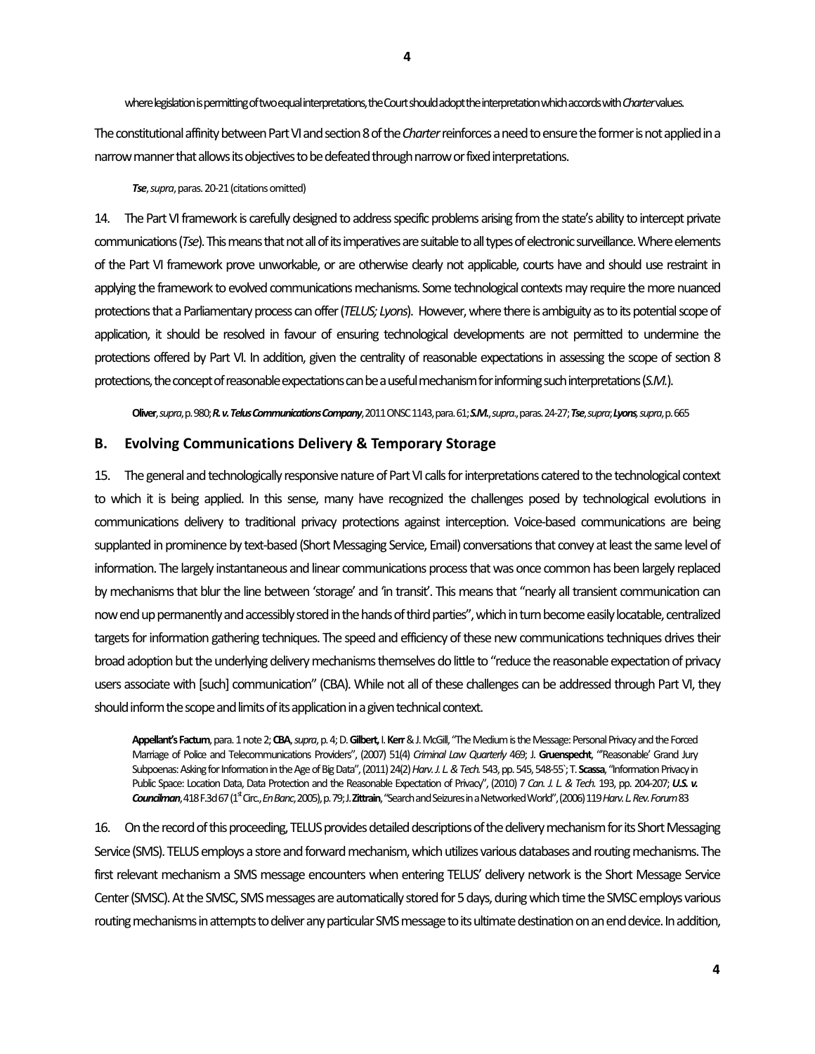where legislation is permitting of two equal interpretations, the Court should adopt the interpretation which accords with *Charter* values.

The constitutional affinity between Part VI and section 8 of the *Charter* reinforces a need to ensure the former is not applied in a narrow manner that allows its objectives to be defeated through narrow or fixed interpretations.

> ***Tse***, *supra*, paras. 20-21 (citations omitted)

14. The Part VI framework is carefully designed to address specific problems arising from the state's ability to intercept private communications (*Tse*). This means that not all of its imperatives are suitable to all types of electronic surveillance. Where elements of the Part VI framework prove unworkable, or are otherwise clearly not applicable, courts have and should use restraint in applying the framework to evolved communications mechanisms. Some technological contexts may require the more nuanced protections that a Parliamentary process can offer (*TELUS; Lyons*). However, where there is ambiguity as to its potential scope of application, it should be resolved in favour of ensuring technological developments are not permitted to undermine the protections offered by Part VI. In addition, given the centrality of reasonable expectations in assessing the scope of section 8 protections, the concept of reasonable expectations can be a useful mechanism for informing such interpretations (*S.M.*).

> **Oliver**, *supra*, p. 980; ***R. v. Telus Communications Company***, 2011 ONSC 1143, para. 61; ***S.M.***, *supra*., paras. 24-27; ***Tse***, *supra*; ***Lyons***, *supra*, p. 665

## B. Evolving Communications Delivery & Temporary Storage

15. The general and technologically responsive nature of Part VI calls for interpretations catered to the technological context to which it is being applied. In this sense, many have recognized the challenges posed by technological evolutions in communications delivery to traditional privacy protections against interception. Voice-based communications are being supplanted in prominence by text-based (Short Messaging Service, Email) conversations that convey at least the same level of information. The largely instantaneous and linear communications process that was once common has been largely replaced by mechanisms that blur the line between 'storage' and 'in transit'. This means that "nearly all transient communication can now end up permanently and accessibly stored in the hands of third parties", which in turn become easily locatable, centralized targets for information gathering techniques. The speed and efficiency of these new communications techniques drives their broad adoption but the underlying delivery mechanisms themselves do little to "reduce the reasonable expectation of privacy users associate with [such] communication" (CBA). While not all of these challenges can be addressed through Part VI, they should inform the scope and limits of its application in a given technical context.

> **Appellant's Factum**, para. 1 note 2; **CBA**, *supra*, p. 4; D. **Gilbert,** I. **Kerr** & J. McGill, "The Medium is the Message: Personal Privacy and the Forced Marriage of Police and Telecommunications Providers", (2007) 51(4) *Criminal Law Quarterly* 469; J. **Gruenspecht**, "'Reasonable' Grand Jury Subpoenas: Asking for Information in the Age of Big Data", (2011) 24(2) *Harv. J. L. & Tech.* 543, pp. 545, 548-55`; T. **Scassa**, "Information Privacy in Public Space: Location Data, Data Protection and the Reasonable Expectation of Privacy", (2010) 7 *Can. J. L. & Tech.* 193, pp. 204-207; ***U.S. v. Councilman***, 418 F.3d 67 (1st Circ., *En Banc*, 2005), p. 79; J. **Zittrain**, "Search and Seizures in a Networked World", (2006) 119 *Harv. L. Rev. Forum* 83

16. On the record of this proceeding, TELUS provides detailed descriptions of the delivery mechanism for its Short Messaging Service (SMS). TELUS employs a store and forward mechanism, which utilizes various databases and routing mechanisms. The first relevant mechanism a SMS message encounters when entering TELUS' delivery network is the Short Message Service Center (SMSC). At the SMSC, SMS messages are automatically stored for 5 days, during which time the SMSC employs various routing mechanisms in attempts to deliver any particular SMS message to its ultimate destination on an end device. In addition,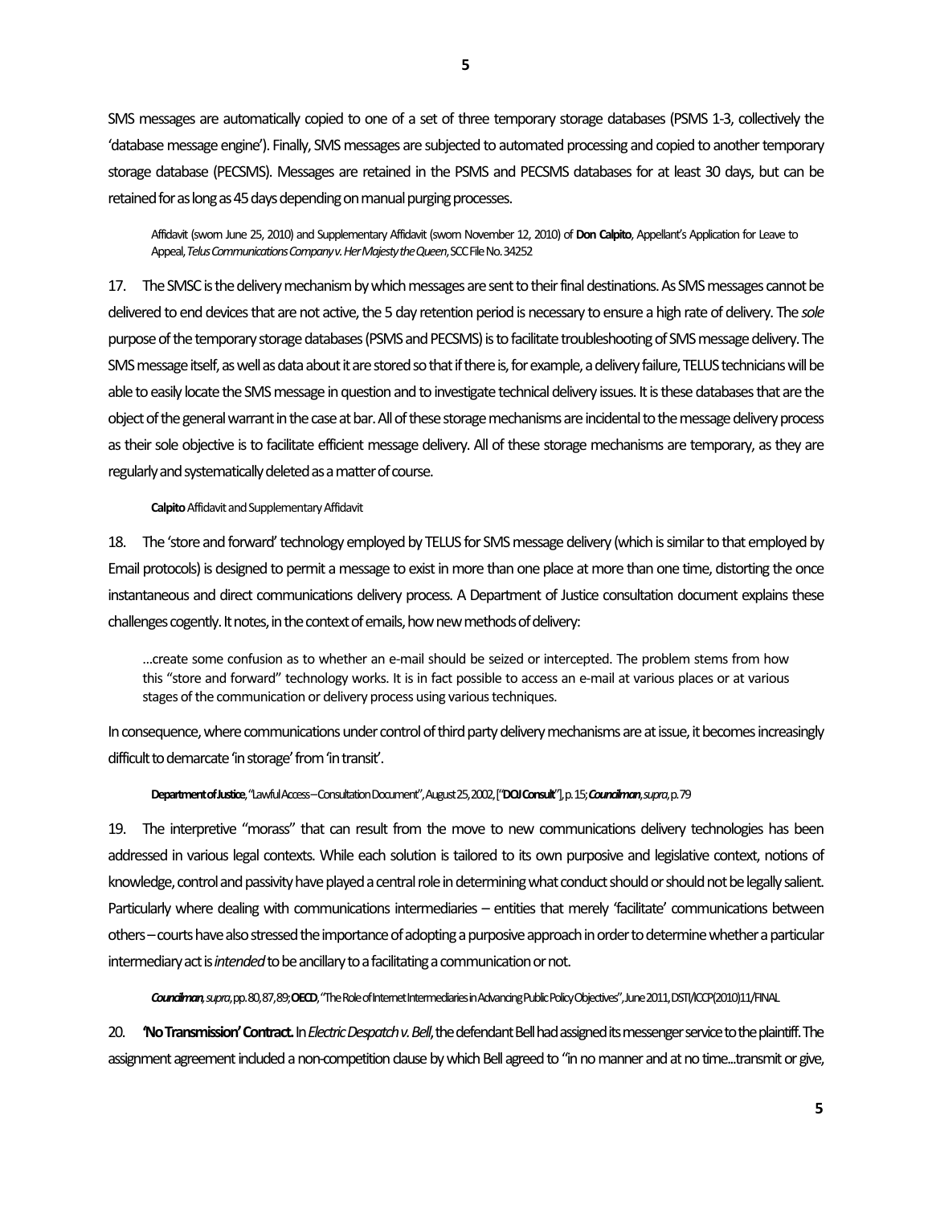SMS messages are automatically copied to one of a set of three temporary storage databases (PSMS 1-3, collectively the 'database message engine'). Finally, SMS messages are subjected to automated processing and copied to another temporary storage database (PECSMS). Messages are retained in the PSMS and PECSMS databases for at least 30 days, but can be retained for as long as 45 days depending on manual purging processes.

> Affidavit (sworn June 25, 2010) and Supplementary Affidavit (sworn November 12, 2010) of **Don Calpito**, Appellant's Application for Leave to Appeal, *Telus Communications Company v. Her Majesty the Queen*, SCC File No. 34252

17. The SMSC is the delivery mechanism by which messages are sent to their final destinations. As SMS messages cannot be delivered to end devices that are not active, the 5 day retention period is necessary to ensure a high rate of delivery. The *sole* purpose of the temporary storage databases (PSMS and PECSMS) is to facilitate troubleshooting of SMS message delivery. The SMS message itself, as well as data about it are stored so that if there is, for example, a delivery failure, TELUS technicians will be able to easily locate the SMS message in question and to investigate technical delivery issues. It is these databases that are the object of the general warrant in the case at bar. All of these storage mechanisms are incidental to the message delivery process as their sole objective is to facilitate efficient message delivery. All of these storage mechanisms are temporary, as they are regularly and systematically deleted as a matter of course.

> **Calpito** Affidavit and Supplementary Affidavit

18. The 'store and forward' technology employed by TELUS for SMS message delivery (which is similar to that employed by Email protocols) is designed to permit a message to exist in more than one place at more than one time, distorting the once instantaneous and direct communications delivery process. A Department of Justice consultation document explains these challenges cogently. It notes, in the context of emails, how new methods of delivery:

> …create some confusion as to whether an e-mail should be seized or intercepted. The problem stems from how this "store and forward" technology works. It is in fact possible to access an e-mail at various places or at various stages of the communication or delivery process using various techniques.

In consequence, where communications under control of third party delivery mechanisms are at issue, it becomes increasingly difficult to demarcate 'in storage' from 'in transit'.

> **Department of Justice**, "Lawful Access – Consultation Document", August 25, 2002, ["**DOJ Consult**"], p. 15; ***Councilman***, *supra*, p. 79

19. The interpretive "morass" that can result from the move to new communications delivery technologies has been addressed in various legal contexts. While each solution is tailored to its own purposive and legislative context, notions of knowledge, control and passivity have played a central role in determining what conduct should or should not be legally salient. Particularly where dealing with communications intermediaries – entities that merely 'facilitate' communications between others – courts have also stressed the importance of adopting a purposive approach in order to determine whether a particular intermediary act is *intended* to be ancillary to a facilitating a communication or not.

> ***Councilman***, *supra*, pp. 80, 87, 89; **OECD**, "The Role of Internet Intermediaries in Advancing Public Policy Objectives", June 2011, DSTI/ICCP(2010)11/FINAL

20. **'No Transmission' Contract.** In *Electric Despatch v. Bell*, the defendant Bell had assigned its messenger service to the plaintiff. The assignment agreement included a non-competition clause by which Bell agreed to "in no manner and at no time…transmit or give,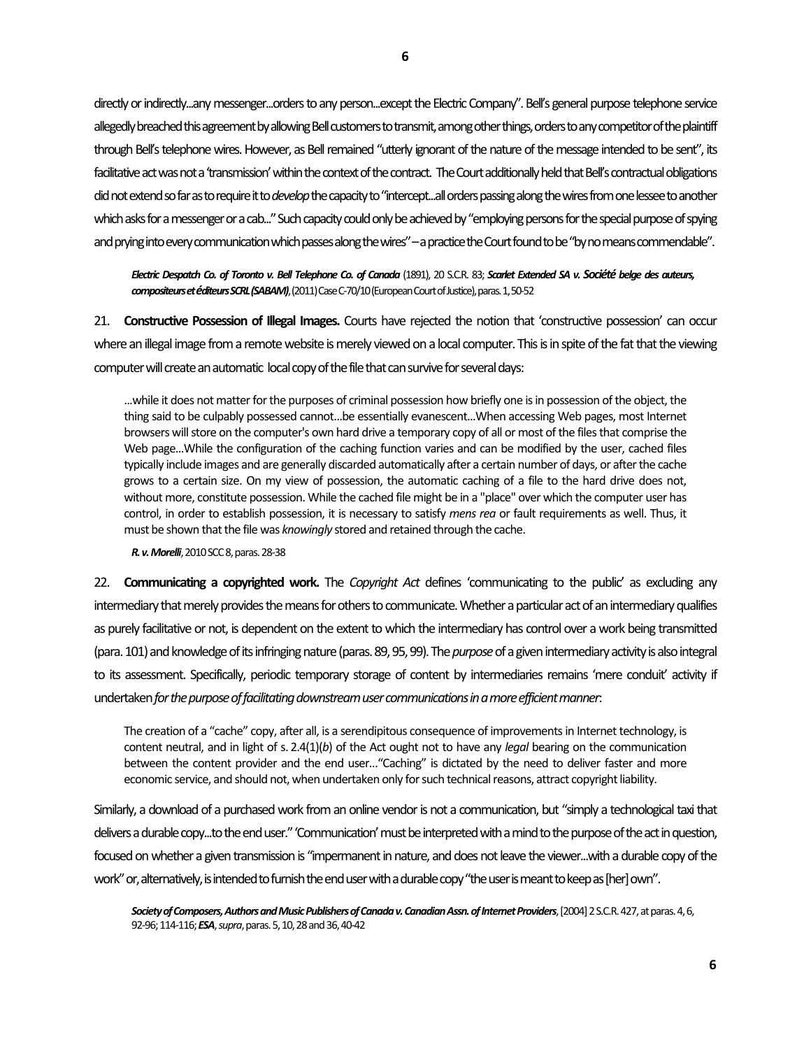directly or indirectly...any messenger...orders to any person...except the Electric Company". Bell's general purpose telephone service allegedly breached this agreement by allowing Bell customers to transmit, among other things, orders to any competitor of the plaintiff through Bell's telephone wires. However, as Bell remained "utterly ignorant of the nature of the message intended to be sent", its facilitative act was not a 'transmission' within the context of the contract. The Court additionally held that Bell's contractual obligations did not extend so far as to require it to *develop* the capacity to "intercept...all orders passing along the wires from one lessee to another which asks for a messenger or a cab..." Such capacity could only be achieved by "employing persons for the special purpose of spying and prying into every communication which passes along the wires" – a practice the Court found to be "by no means commendable".

> ***Electric Despatch Co. of Toronto v. Bell Telephone Co. of Canada*** (1891), 20 S.C.R. 83; ***Scarlet Extended SA v. Société belge des auteurs, compositeurs et éditeurs SCRL (SABAM)***, (2011) Case C-70/10 (European Court of Justice), paras. 1, 50-52

21. **Constructive Possession of Illegal Images.** Courts have rejected the notion that 'constructive possession' can occur where an illegal image from a remote website is merely viewed on a local computer. This is in spite of the fat that the viewing computer will create an automatic local copy of the file that can survive for several days:

> ...while it does not matter for the purposes of criminal possession how briefly one is in possession of the object, the thing said to be culpably possessed cannot...be essentially evanescent...When accessing Web pages, most Internet browsers will store on the computer's own hard drive a temporary copy of all or most of the files that comprise the Web page...While the configuration of the caching function varies and can be modified by the user, cached files typically include images and are generally discarded automatically after a certain number of days, or after the cache grows to a certain size. On my view of possession, the automatic caching of a file to the hard drive does not, without more, constitute possession. While the cached file might be in a "place" over which the computer user has control, in order to establish possession, it is necessary to satisfy *mens rea* or fault requirements as well. Thus, it must be shown that the file was *knowingly* stored and retained through the cache.
>
> ***R. v. Morelli***, 2010 SCC 8, paras. 28-38

22. **Communicating a copyrighted work.** The *Copyright Act* defines 'communicating to the public' as excluding any intermediary that merely provides the means for others to communicate. Whether a particular act of an intermediary qualifies as purely facilitative or not, is dependent on the extent to which the intermediary has control over a work being transmitted (para. 101) and knowledge of its infringing nature (paras. 89, 95, 99). The *purpose* of a given intermediary activity is also integral to its assessment. Specifically, periodic temporary storage of content by intermediaries remains 'mere conduit' activity if undertaken *for the purpose of facilitating downstream user communications in a more efficient manner*:

> The creation of a "cache" copy, after all, is a serendipitous consequence of improvements in Internet technology, is content neutral, and in light of s. 2.4(1)(*b*) of the Act ought not to have any *legal* bearing on the communication between the content provider and the end user..."Caching" is dictated by the need to deliver faster and more economic service, and should not, when undertaken only for such technical reasons, attract copyright liability.

Similarly, a download of a purchased work from an online vendor is not a communication, but "simply a technological taxi that delivers a durable copy...to the end user." 'Communication' must be interpreted with a mind to the purpose of the act in question, focused on whether a given transmission is "impermanent in nature, and does not leave the viewer...with a durable copy of the work" or, alternatively, is intended to furnish the end user with a durable copy "the user is meant to keep as [her] own".

> ***Society of Composers, Authors and Music Publishers of Canada v. Canadian Assn. of Internet Providers***, [2004] 2 S.C.R. 427, at paras. 4, 6, 92-96; 114-116; ***ESA***, *supra*, paras. 5, 10, 28 and 36, 40-42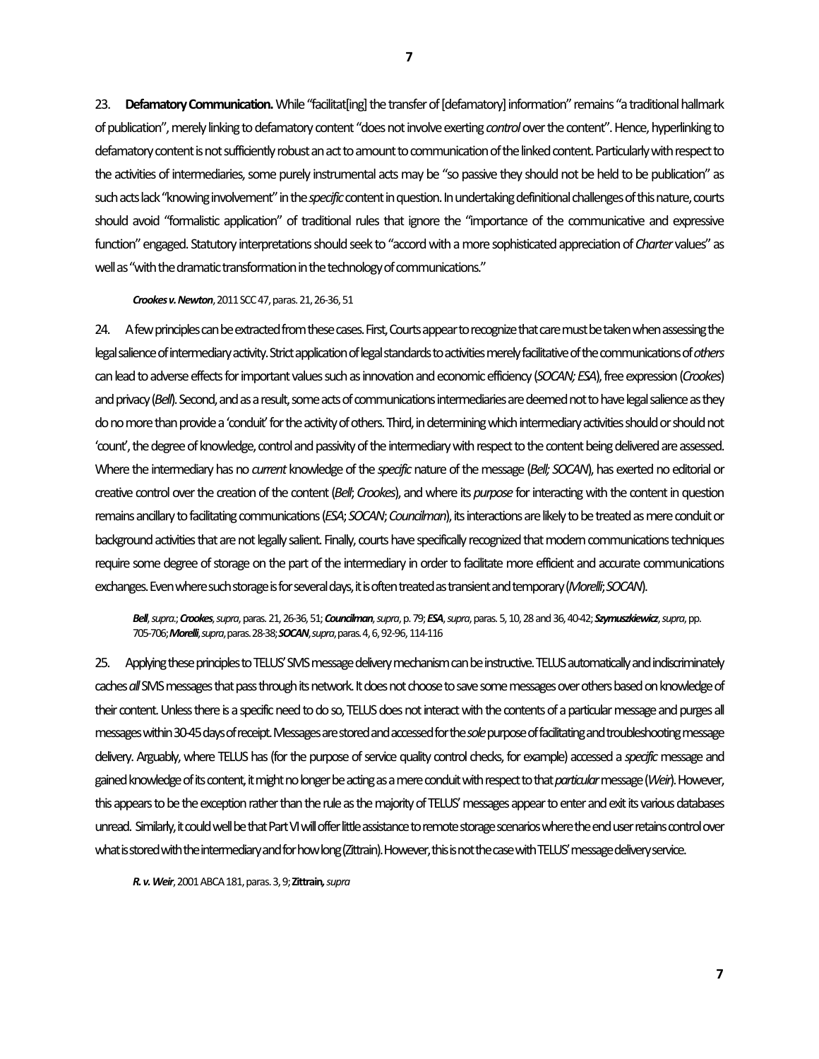23. **Defamatory Communication.** While "facilitat[ing] the transfer of [defamatory] information" remains "a traditional hallmark of publication", merely linking to defamatory content "does not involve exerting *control* over the content". Hence, hyperlinking to defamatory content is not sufficiently robust an act to amount to communication of the linked content. Particularly with respect to the activities of intermediaries, some purely instrumental acts may be "so passive they should not be held to be publication" as such acts lack "knowing involvement" in the *specific* content in question. In undertaking definitional challenges of this nature, courts should avoid "formalistic application" of traditional rules that ignore the "importance of the communicative and expressive function" engaged. Statutory interpretations should seek to "accord with a more sophisticated appreciation of *Charter* values" as well as "with the dramatic transformation in the technology of communications."

> ***Crookes v. Newton***, 2011 SCC 47, paras. 21, 26-36, 51

24. A few principles can be extracted from these cases. First, Courts appear to recognize that care must be taken when assessing the legal salience of intermediary activity. Strict application of legal standards to activities merely facilitative of the communications of *others* can lead to adverse effects for important values such as innovation and economic efficiency (*SOCAN; ESA*), free expression (*Crookes*) and privacy (*Bell*). Second, and as a result, some acts of communications intermediaries are deemed not to have legal salience as they do no more than provide a 'conduit' for the activity of others. Third, in determining which intermediary activities should or should not 'count', the degree of knowledge, control and passivity of the intermediary with respect to the content being delivered are assessed. Where the intermediary has no *current* knowledge of the *specific* nature of the message (*Bell; SOCAN*), has exerted no editorial or creative control over the creation of the content (*Bell*; *Crookes*), and where its *purpose* for interacting with the content in question remains ancillary to facilitating communications (*ESA*; *SOCAN*; *Councilman*), its interactions are likely to be treated as mere conduit or background activities that are not legally salient. Finally, courts have specifically recognized that modern communications techniques require some degree of storage on the part of the intermediary in order to facilitate more efficient and accurate communications exchanges. Even where such storage is for several days, it is often treated as transient and temporary (*Morelli*; *SOCAN*).

> ***Bell***, *supra.*; ***Crookes***, *supra*, paras. 21, 26-36, 51; ***Councilman***, *supra*, p. 79; ***ESA***, *supra*, paras. 5, 10, 28 and 36, 40-42; ***Szymuszkiewicz***, *supra*, pp. 705-706; ***Morelli***, *supra*, paras. 28-38; ***SOCAN***, *supra*, paras. 4, 6, 92-96, 114-116

25. Applying these principles to TELUS' SMS message delivery mechanism can be instructive. TELUS automatically and indiscriminately caches *all* SMS messages that pass through its network. It does not choose to save some messages over others based on knowledge of their content. Unless there is a specific need to do so, TELUS does not interact with the contents of a particular message and purges all messages within 30-45 days of receipt. Messages are stored and accessed for the *sole* purpose of facilitating and troubleshooting message delivery. Arguably, where TELUS has (for the purpose of service quality control checks, for example) accessed a *specific* message and gained knowledge of its content, it might no longer be acting as a mere conduit with respect to that *particular* message (*Weir*). However, this appears to be the exception rather than the rule as the majority of TELUS' messages appear to enter and exit its various databases unread. Similarly, it could well be that Part VI will offer little assistance to remote storage scenarios where the end user retains control over what is stored with the intermediary and for how long (Zittrain). However, this is not the case with TELUS' message delivery service.

> ***R. v. Weir***, 2001 ABCA 181, paras. 3, 9; **Zittrain,** *supra*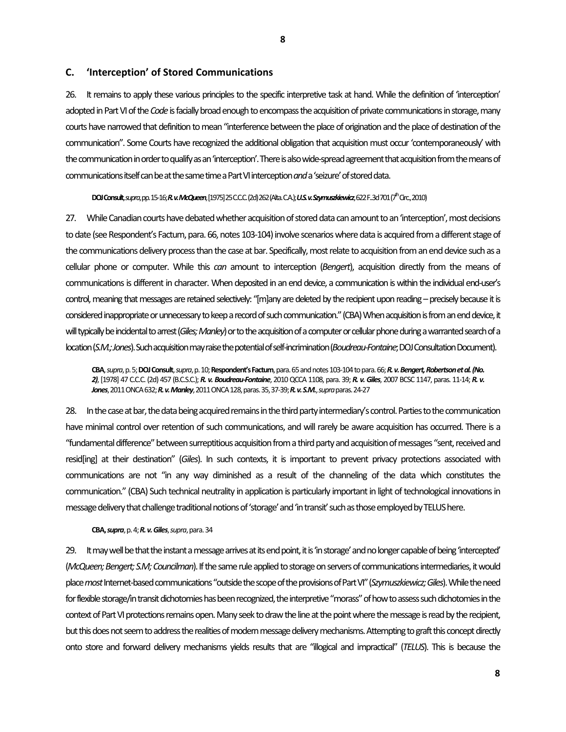### C. 'Interception' of Stored Communications

26. It remains to apply these various principles to the specific interpretive task at hand. While the definition of 'interception' adopted in Part VI of the *Code* is facially broad enough to encompass the acquisition of private communications in storage, many courts have narrowed that definition to mean "interference between the place of origination and the place of destination of the communication". Some Courts have recognized the additional obligation that acquisition must occur 'contemporaneously' with the communication in order to qualify as an 'interception'. There is also wide-spread agreement that acquisition from the means of communications itself can be at the same time a Part VI interception *and* a 'seizure' of stored data.

> **DOJ Consult**, *supra*, pp. 15-16; ***R. v. McQueen***, [1975] 25 C.C.C. (2d) 262 (Alta. C.A.); ***U.S. v. Szymuszkiewicz***, 622 F..3d 701 (7th Circ., 2010)

27. While Canadian courts have debated whether acquisition of stored data can amount to an 'interception', most decisions to date (see Respondent's Factum, para. 66, notes 103-104) involve scenarios where data is acquired from a different stage of the communications delivery process than the case at bar. Specifically, most relate to acquisition from an end device such as a cellular phone or computer. While this *can* amount to interception (*Bengert*), acquisition directly from the means of communications is different in character. When deposited in an end device, a communication is within the individual end-user's control, meaning that messages are retained selectively: "[m]any are deleted by the recipient upon reading – precisely because it is considered inappropriate or unnecessary to keep a record of such communication." (CBA) When acquisition is from an end device, it will typically be incidental to arrest (*Giles; Manley*) or to the acquisition of a computer or cellular phone during a warranted search of a location (*S.M.; Jones*). Such acquisition may raise the potential of self-incrimination (*Boudreau-Fontaine*; DOJ Consultation Document).

> **CBA**, *supra*, p. 5; **DOJ Consult**, *supra*, p. 10; **Respondent's Factum**, para. 65 and notes 103-104 to para. 66; ***R. v. Bengert, Robertson et al. (No. 2)***, [1978] 47 C.C.C. (2d) 457 (B.C.S.C.); ***R. v. Boudreau-Fontaine***, 2010 QCCA 1108, para. 39; ***R. v. Giles***, 2007 BCSC 1147, paras. 11-14; ***R. v. Jones***, 2011 ONCA 632; ***R. v. Manley***, 2011 ONCA 128, paras. 35, 37-39; ***R. v. S.M.***, *supra* paras. 24-27

28. In the case at bar, the data being acquired remains in the third party intermediary's control. Parties to the communication have minimal control over retention of such communications, and will rarely be aware acquisition has occurred. There is a "fundamental difference" between surreptitious acquisition from a third party and acquisition of messages "sent, received and resid[ing] at their destination" (*Giles*). In such contexts, it is important to prevent privacy protections associated with communications are not "in any way diminished as a result of the channeling of the data which constitutes the communication." (CBA) Such technical neutrality in application is particularly important in light of technological innovations in message delivery that challenge traditional notions of 'storage' and 'in transit' such as those employed by TELUS here.

> **CBA,** *supra*, p. 4; ***R. v. Giles***, *supra*, para. 34

29. It may well be that the instant a message arrives at its end point, it is 'in storage' and no longer capable of being 'intercepted' (*McQueen; Bengert; S.M; Councilman*). If the same rule applied to storage on servers of communications intermediaries, it would place *most* Internet-based communications "outside the scope of the provisions of Part VI" (*Szymuszkiewicz; Giles*). While the need for flexible storage/in transit dichotomies has been recognized, the interpretive "morass" of how to assess such dichotomies in the context of Part VI protections remains open. Many seek to draw the line at the point where the message is read by the recipient, but this does not seem to address the realities of modern message delivery mechanisms. Attempting to graft this concept directly onto store and forward delivery mechanisms yields results that are "illogical and impractical" (*TELUS*). This is because the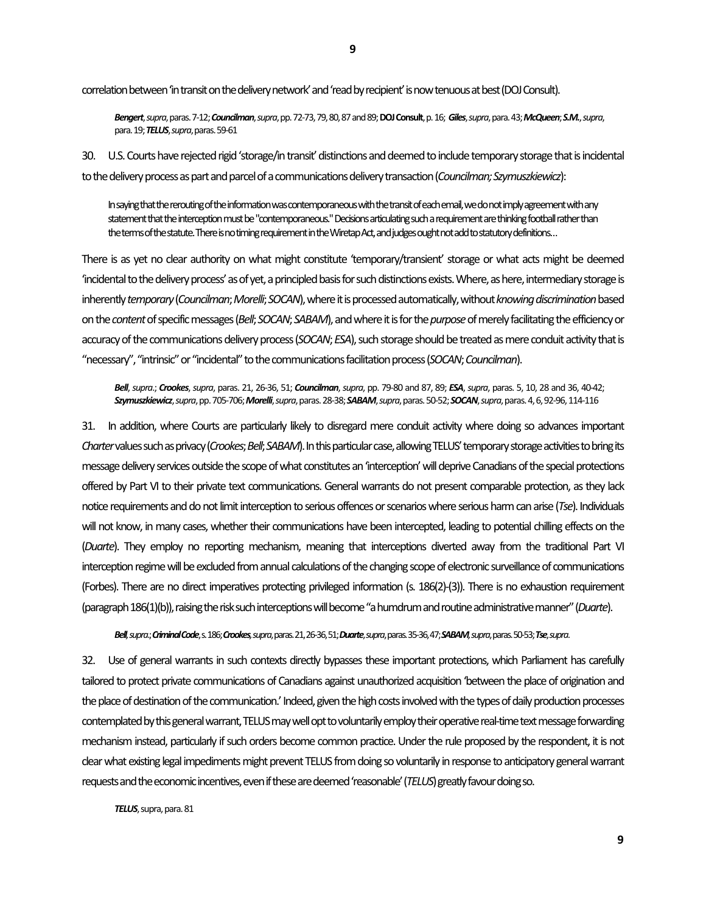correlation between 'in transit on the delivery network' and 'read by recipient' is now tenuous at best (DOJ Consult).

> ***Bengert***, *supra*, paras. 7-12; ***Councilman***, *supra*, pp. 72-73, 79, 80, 87 and 89; **DOJ Consult**, p. 16; ***Giles***, *supra*, para. 43; ***McQueen***; ***S.M.***, *supra*, para. 19; ***TELUS***, *supra*, paras. 59-61

30. U.S. Courts have rejected rigid 'storage/in transit' distinctions and deemed to include temporary storage that is incidental to the delivery process as part and parcel of a communications delivery transaction (*Councilman; Szymuszkiewicz*):

> In saying that the rerouting of the information was contemporaneous with the transit of each email, we do not imply agreement with any statement that the interception must be "contemporaneous." Decisions articulating such a requirement are thinking football rather than the terms of the statute. There is no timing requirement in the Wiretap Act, and judges ought not add to statutory definitions…

There is as yet no clear authority on what might constitute 'temporary/transient' storage or what acts might be deemed 'incidental to the delivery process' as of yet, a principled basis for such distinctions exists. Where, as here, intermediary storage is inherently *temporary* (*Councilman*; *Morelli*; *SOCAN*), where it is processed automatically, without *knowing discrimination* based on the *content* of specific messages (*Bell*; *SOCAN*; *SABAM*), and where it is for the *purpose* of merely facilitating the efficiency or accuracy of the communications delivery process (*SOCAN*; *ESA*), such storage should be treated as mere conduit activity that is "necessary", "intrinsic" or "incidental" to the communications facilitation process (*SOCAN*; *Councilman*).

> ***Bell***, *supra*.; ***Crookes***, *supra*, paras. 21, 26-36, 51; ***Councilman***, *supra*, pp. 79-80 and 87, 89; ***ESA***, *supra*, paras. 5, 10, 28 and 36, 40-42; ***Szymuszkiewicz***, *supra*, pp. 705-706; ***Morelli***, *supra*, paras. 28-38; ***SABAM***, *supra*, paras. 50-52; ***SOCAN***, *supra*, paras. 4, 6, 92-96, 114-116

31. In addition, where Courts are particularly likely to disregard mere conduit activity where doing so advances important *Charter* values such as privacy (*Crookes*; *Bell*; *SABAM*). In this particular case, allowing TELUS' temporary storage activities to bring its message delivery services outside the scope of what constitutes an 'interception' will deprive Canadians of the special protections offered by Part VI to their private text communications. General warrants do not present comparable protection, as they lack notice requirements and do not limit interception to serious offences or scenarios where serious harm can arise (*Tse*). Individuals will not know, in many cases, whether their communications have been intercepted, leading to potential chilling effects on the (*Duarte*). They employ no reporting mechanism, meaning that interceptions diverted away from the traditional Part VI interception regime will be excluded from annual calculations of the changing scope of electronic surveillance of communications (Forbes). There are no direct imperatives protecting privileged information (s. 186(2)-(3)). There is no exhaustion requirement (paragraph 186(1)(b)), raising the risk such interceptions will become "a humdrum and routine administrative manner" (*Duarte*).

> ***Bell***, *supra*.; ***Criminal Code***, s. 186; ***Crookes***, *supra*, paras. 21, 26-36, 51; ***Duarte***, *supra*, paras. 35-36, 47; ***SABAM***, *supra*, paras. 50-53; ***Tse***, *supra*.

32. Use of general warrants in such contexts directly bypasses these important protections, which Parliament has carefully tailored to protect private communications of Canadians against unauthorized acquisition 'between the place of origination and the place of destination of the communication.' Indeed, given the high costs involved with the types of daily production processes contemplated by this general warrant, TELUS may well opt to voluntarily employ their operative real-time text message forwarding mechanism instead, particularly if such orders become common practice. Under the rule proposed by the respondent, it is not clear what existing legal impediments might prevent TELUS from doing so voluntarily in response to anticipatory general warrant requests and the economic incentives, even if these are deemed 'reasonable' (*TELUS*) greatly favour doing so.

> ***TELUS***, supra, para. 81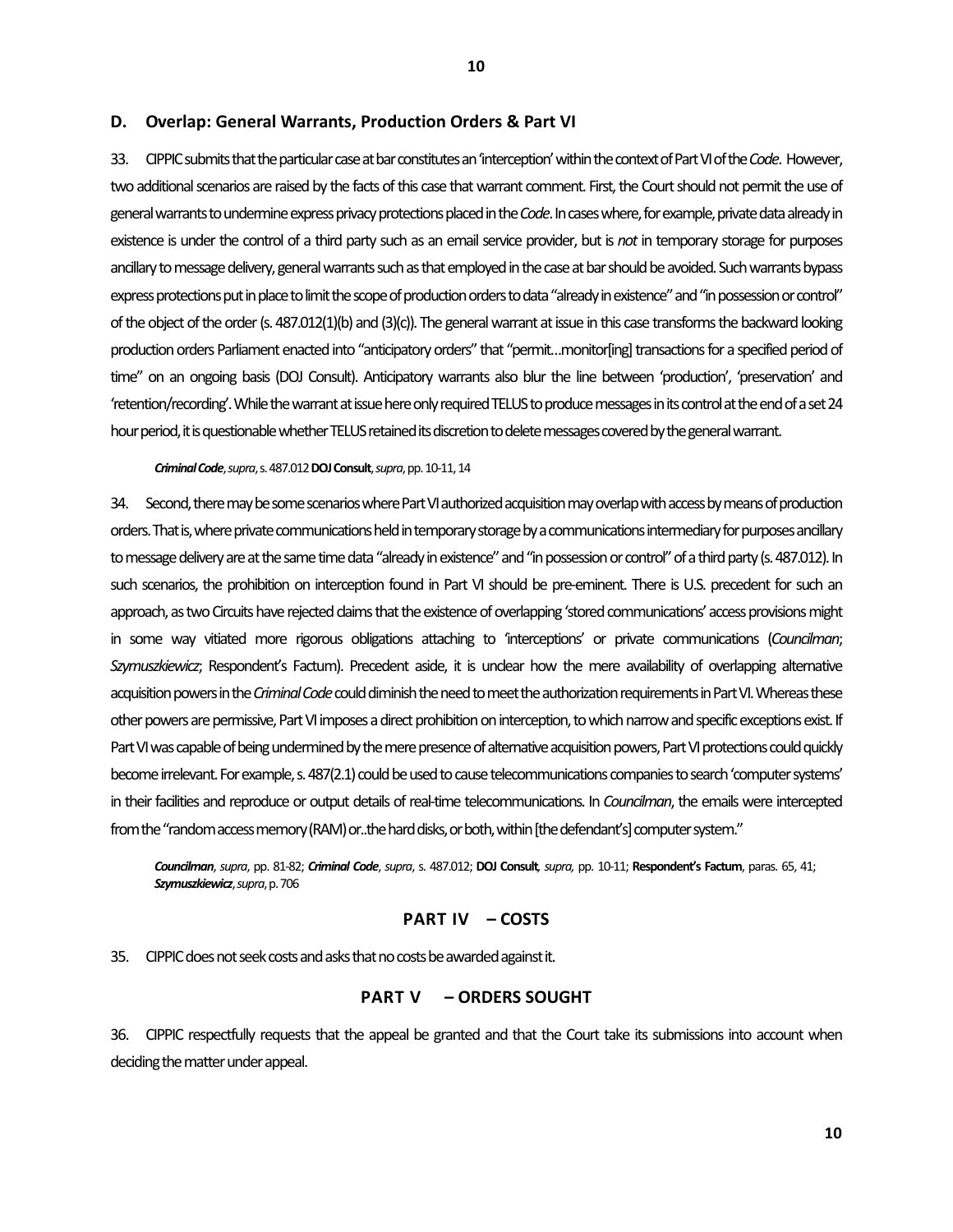## D. Overlap: General Warrants, Production Orders & Part VI

33. CIPPIC submits that the particular case at bar constitutes an 'interception' within the context of Part VI of the *Code*. However, two additional scenarios are raised by the facts of this case that warrant comment. First, the Court should not permit the use of general warrants to undermine express privacy protections placed in the *Code*. In cases where, for example, private data already in existence is under the control of a third party such as an email service provider, but is *not* in temporary storage for purposes ancillary to message delivery, general warrants such as that employed in the case at bar should be avoided. Such warrants bypass express protections put in place to limit the scope of production orders to data "already in existence" and "in possession or control" of the object of the order (s. 487.012(1)(b) and (3)(c)). The general warrant at issue in this case transforms the backward looking production orders Parliament enacted into "anticipatory orders" that "permit…monitor[ing] transactions for a specified period of time" on an ongoing basis (DOJ Consult). Anticipatory warrants also blur the line between 'production', 'preservation' and 'retention/recording'. While the warrant at issue here only required TELUS to produce messages in its control at the end of a set 24 hour period, it is questionable whether TELUS retained its discretion to delete messages covered by the general warrant.

> ***Criminal Code***, *supra*, s. 487.012 **DOJ Consult**, *supra*, pp. 10-11, 14

34. Second, there may be some scenarios where Part VI authorized acquisition may overlap with access by means of production orders. That is, where private communications held in temporary storage by a communications intermediary for purposes ancillary to message delivery are at the same time data "already in existence" and "in possession or control" of a third party (s. 487.012). In such scenarios, the prohibition on interception found in Part VI should be pre-eminent. There is U.S. precedent for such an approach, as two Circuits have rejected claims that the existence of overlapping 'stored communications' access provisions might in some way vitiated more rigorous obligations attaching to 'interceptions' or private communications (*Councilman*; *Szymuszkiewicz*; Respondent's Factum). Precedent aside, it is unclear how the mere availability of overlapping alternative acquisition powers in the *Criminal Code* could diminish the need to meet the authorization requirements in Part VI. Whereas these other powers are permissive, Part VI imposes a direct prohibition on interception, to which narrow and specific exceptions exist. If Part VI was capable of being undermined by the mere presence of alternative acquisition powers, Part VI protections could quickly become irrelevant. For example, s. 487(2.1) could be used to cause telecommunications companies to search 'computer systems' in their facilities and reproduce or output details of real-time telecommunications. In *Councilman*, the emails were intercepted from the "random access memory (RAM) or..the hard disks, or both, within [the defendant's] computer system."

> ***Councilman***, *supra*, pp. 81-82; ***Criminal Code***, *supra*, s. 487.012; **DOJ Consult**, *supra*, pp. 10-11; **Respondent's Factum**, paras. 65, 41; ***Szymuszkiewicz***, *supra*, p. 706

## PART IV – COSTS

35. CIPPIC does not seek costs and asks that no costs be awarded against it.

## PART V – ORDERS SOUGHT

36. CIPPIC respectfully requests that the appeal be granted and that the Court take its submissions into account when deciding the matter under appeal.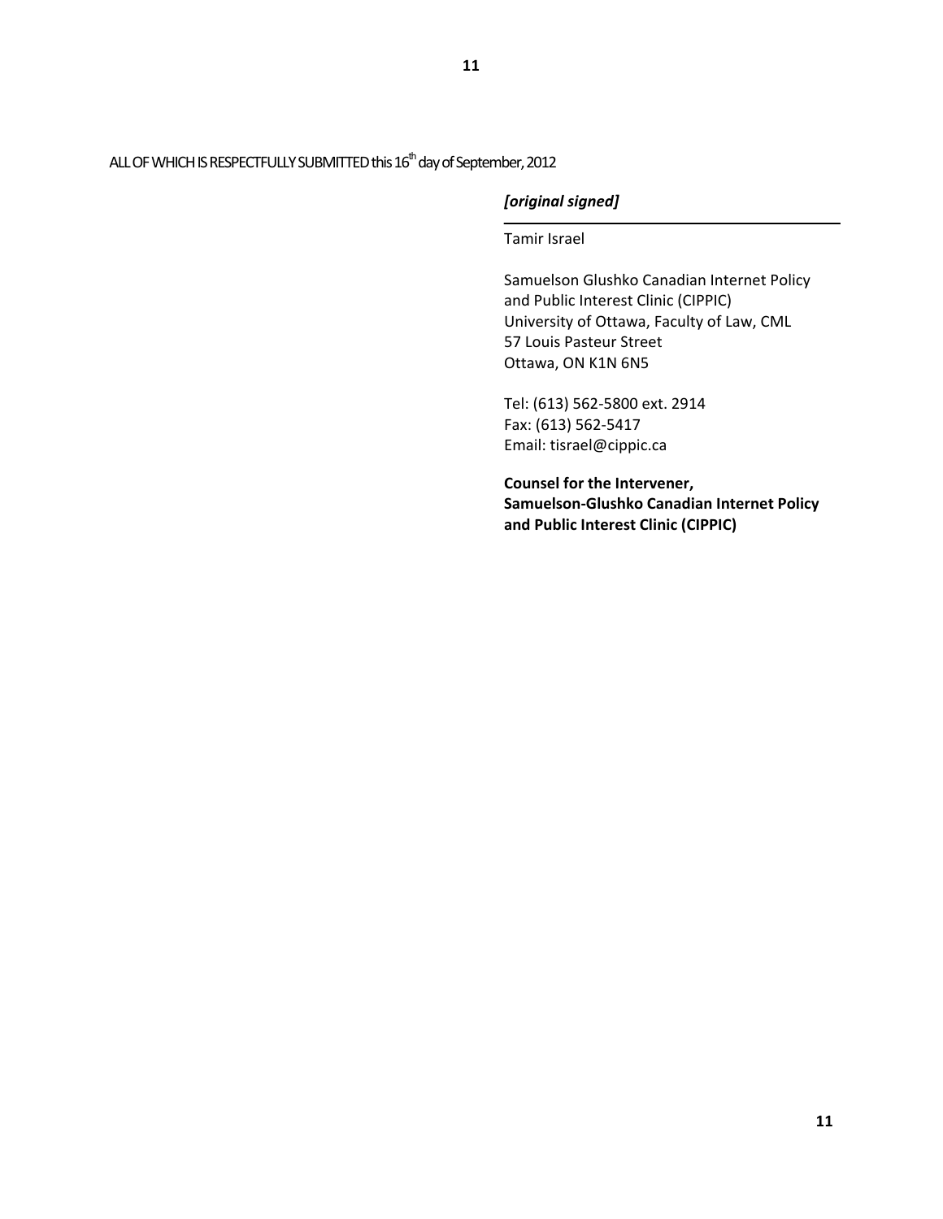ALL OF WHICH IS RESPECTFULLY SUBMITTED this 16th day of September, 2012

*[original signed]*

---

Tamir Israel

Samuelson Glushko Canadian Internet Policy and Public Interest Clinic (CIPPIC)
University of Ottawa, Faculty of Law, CML
57 Louis Pasteur Street
Ottawa, ON K1N 6N5

Tel: (613) 562-5800 ext. 2914
Fax: (613) 562-5417
Email: tisrael@cippic.ca

**Counsel for the Intervener,**
**Samuelson-Glushko Canadian Internet Policy and Public Interest Clinic (CIPPIC)**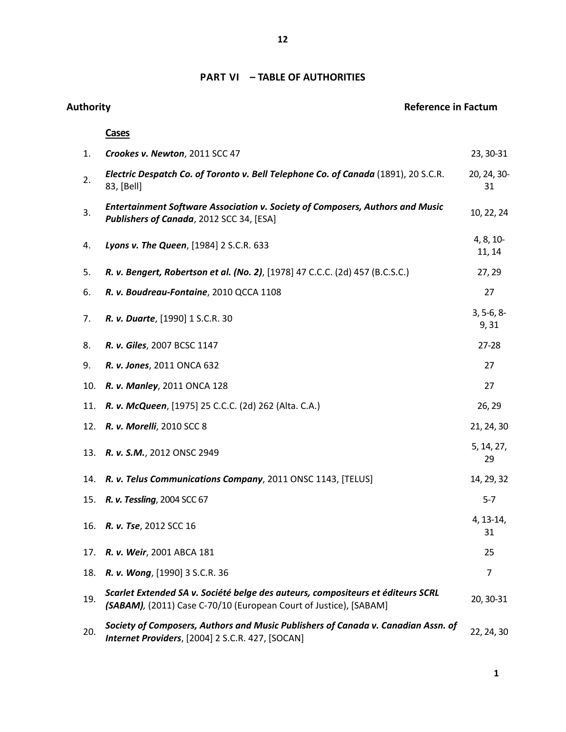## PART VI – TABLE OF AUTHORITIES

| | Authority | Reference in Factum |
|---|---|---|
| | **Cases** | |
| 1. | ***Crookes v. Newton***, 2011 SCC 47 | 23, 30-31 |
| 2. | ***Electric Despatch Co. of Toronto v. Bell Telephone Co. of Canada*** (1891), 20 S.C.R. 83, [Bell] | 20, 24, 30-31 |
| 3. | ***Entertainment Software Association v. Society of Composers, Authors and Music Publishers of Canada***, 2012 SCC 34, [ESA] | 10, 22, 24 |
| 4. | ***Lyons v. The Queen***, [1984] 2 S.C.R. 633 | 4, 8, 10-11, 14 |
| 5. | ***R. v. Bengert, Robertson et al. (No. 2)***, [1978] 47 C.C.C. (2d) 457 (B.C.S.C.) | 27, 29 |
| 6. | ***R. v. Boudreau-Fontaine***, 2010 QCCA 1108 | 27 |
| 7. | ***R. v. Duarte***, [1990] 1 S.C.R. 30 | 3, 5-6, 8-9, 31 |
| 8. | ***R. v. Giles***, 2007 BCSC 1147 | 27-28 |
| 9. | ***R. v. Jones***, 2011 ONCA 632 | 27 |
| 10. | ***R. v. Manley***, 2011 ONCA 128 | 27 |
| 11. | ***R. v. McQueen***, [1975] 25 C.C.C. (2d) 262 (Alta. C.A.) | 26, 29 |
| 12. | ***R. v. Morelli***, 2010 SCC 8 | 21, 24, 30 |
| 13. | ***R. v. S.M.***, 2012 ONSC 2949 | 5, 14, 27, 29 |
| 14. | ***R. v. Telus Communications Company***, 2011 ONSC 1143, [TELUS] | 14, 29, 32 |
| 15. | ***R. v. Tessling***, 2004 SCC 67 | 5-7 |
| 16. | ***R. v. Tse***, 2012 SCC 16 | 4, 13-14, 31 |
| 17. | ***R. v. Weir***, 2001 ABCA 181 | 25 |
| 18. | ***R. v. Wong***, [1990] 3 S.C.R. 36 | 7 |
| 19. | ***Scarlet Extended SA v. Société belge des auteurs, compositeurs et éditeurs SCRL (SABAM)***, (2011) Case C-70/10 (European Court of Justice), [SABAM] | 20, 30-31 |
| 20. | ***Society of Composers, Authors and Music Publishers of Canada v. Canadian Assn. of Internet Providers***, [2004] 2 S.C.R. 427, [SOCAN] | 22, 24, 30 |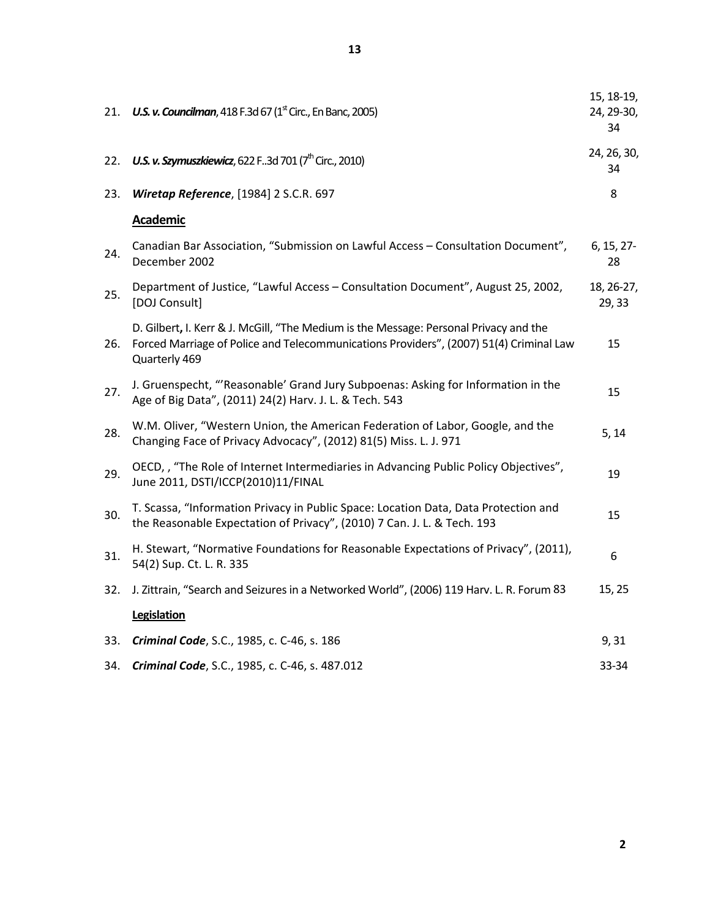| | | |
|---|---|---|
| 21. | ***U.S. v. Councilman***, 418 F.3d 67 (1st Circ., En Banc, 2005) | 15, 18-19, 24, 29-30, 34 |
| 22. | ***U.S. v. Szymuszkiewicz***, 622 F..3d 701 (7th Circ., 2010) | 24, 26, 30, 34 |
| 23. | ***Wiretap Reference***, [1984] 2 S.C.R. 697 | 8 |
| | **<u>Academic</u>** | |
| 24. | Canadian Bar Association, "Submission on Lawful Access – Consultation Document", December 2002 | 6, 15, 27-28 |
| 25. | Department of Justice, "Lawful Access – Consultation Document", August 25, 2002, [DOJ Consult] | 18, 26-27, 29, 33 |
| 26. | D. Gilbert**,** I. Kerr & J. McGill, "The Medium is the Message: Personal Privacy and the Forced Marriage of Police and Telecommunications Providers", (2007) 51(4) Criminal Law Quarterly 469 | 15 |
| 27. | J. Gruenspecht, "'Reasonable' Grand Jury Subpoenas: Asking for Information in the Age of Big Data", (2011) 24(2) Harv. J. L. & Tech. 543 | 15 |
| 28. | W.M. Oliver, "Western Union, the American Federation of Labor, Google, and the Changing Face of Privacy Advocacy", (2012) 81(5) Miss. L. J. 971 | 5, 14 |
| 29. | OECD, , "The Role of Internet Intermediaries in Advancing Public Policy Objectives", June 2011, DSTI/ICCP(2010)11/FINAL | 19 |
| 30. | T. Scassa, "Information Privacy in Public Space: Location Data, Data Protection and the Reasonable Expectation of Privacy", (2010) 7 Can. J. L. & Tech. 193 | 15 |
| 31. | H. Stewart, "Normative Foundations for Reasonable Expectations of Privacy", (2011), 54(2) Sup. Ct. L. R. 335 | 6 |
| 32. | J. Zittrain, "Search and Seizures in a Networked World", (2006) 119 Harv. L. R. Forum 83 | 15, 25 |
| | **<u>Legislation</u>** | |
| 33. | ***Criminal Code***, S.C., 1985, c. C-46, s. 186 | 9, 31 |
| 34. | ***Criminal Code***, S.C., 1985, c. C-46, s. 487.012 | 33-34 |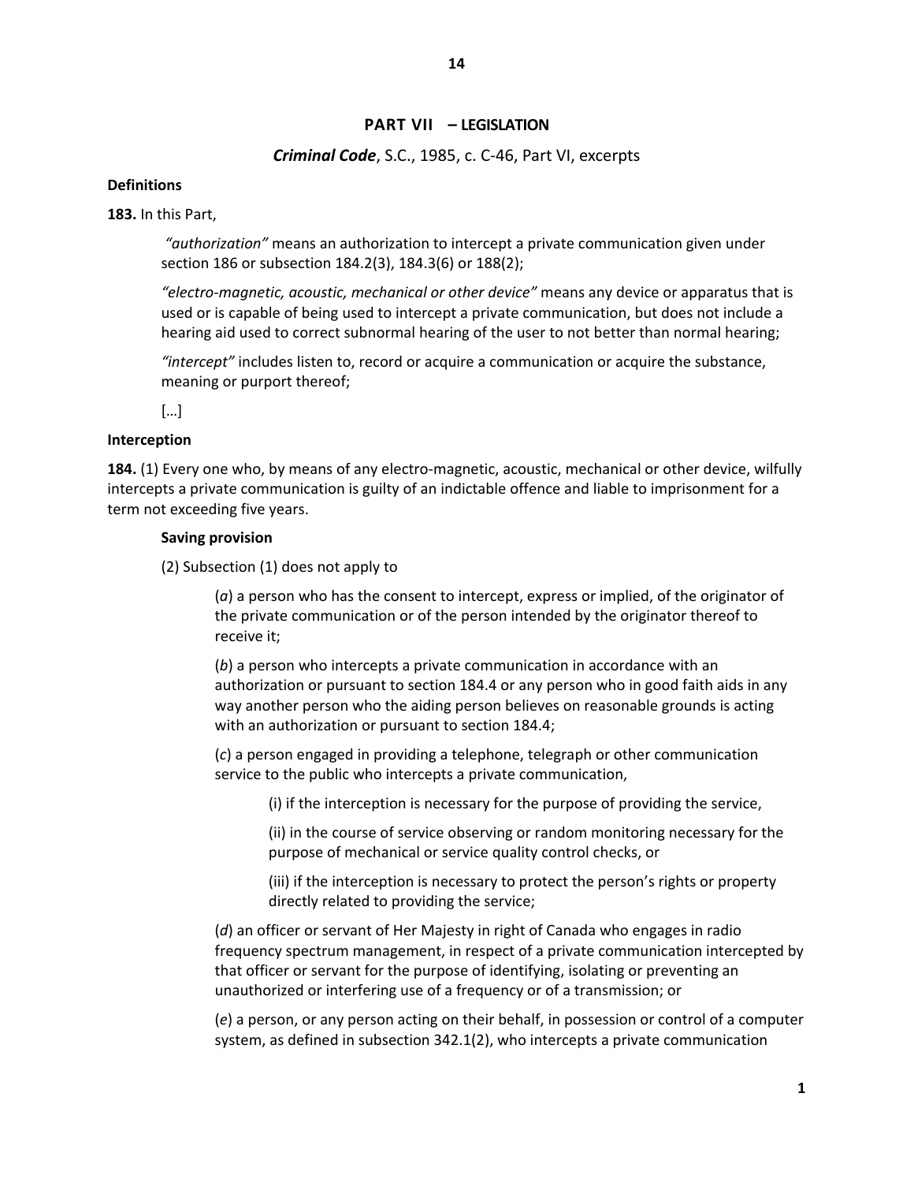## PART VII – LEGISLATION

### *Criminal Code*, S.C., 1985, c. C-46, Part VI, excerpts

**Definitions**

**183.** In this Part,

> *"authorization"* means an authorization to intercept a private communication given under section 186 or subsection 184.2(3), 184.3(6) or 188(2);
>
> *"electro-magnetic, acoustic, mechanical or other device"* means any device or apparatus that is used or is capable of being used to intercept a private communication, but does not include a hearing aid used to correct subnormal hearing of the user to not better than normal hearing;
>
> *"intercept"* includes listen to, record or acquire a communication or acquire the substance, meaning or purport thereof;
>
> […]

**Interception**

**184.** (1) Every one who, by means of any electro-magnetic, acoustic, mechanical or other device, wilfully intercepts a private communication is guilty of an indictable offence and liable to imprisonment for a term not exceeding five years.

**Saving provision**

(2) Subsection (1) does not apply to

(*a*) a person who has the consent to intercept, express or implied, of the originator of the private communication or of the person intended by the originator thereof to receive it;

(*b*) a person who intercepts a private communication in accordance with an authorization or pursuant to section 184.4 or any person who in good faith aids in any way another person who the aiding person believes on reasonable grounds is acting with an authorization or pursuant to section 184.4;

(*c*) a person engaged in providing a telephone, telegraph or other communication service to the public who intercepts a private communication,

(i) if the interception is necessary for the purpose of providing the service,

(ii) in the course of service observing or random monitoring necessary for the purpose of mechanical or service quality control checks, or

(iii) if the interception is necessary to protect the person's rights or property directly related to providing the service;

(*d*) an officer or servant of Her Majesty in right of Canada who engages in radio frequency spectrum management, in respect of a private communication intercepted by that officer or servant for the purpose of identifying, isolating or preventing an unauthorized or interfering use of a frequency or of a transmission; or

(*e*) a person, or any person acting on their behalf, in possession or control of a computer system, as defined in subsection 342.1(2), who intercepts a private communication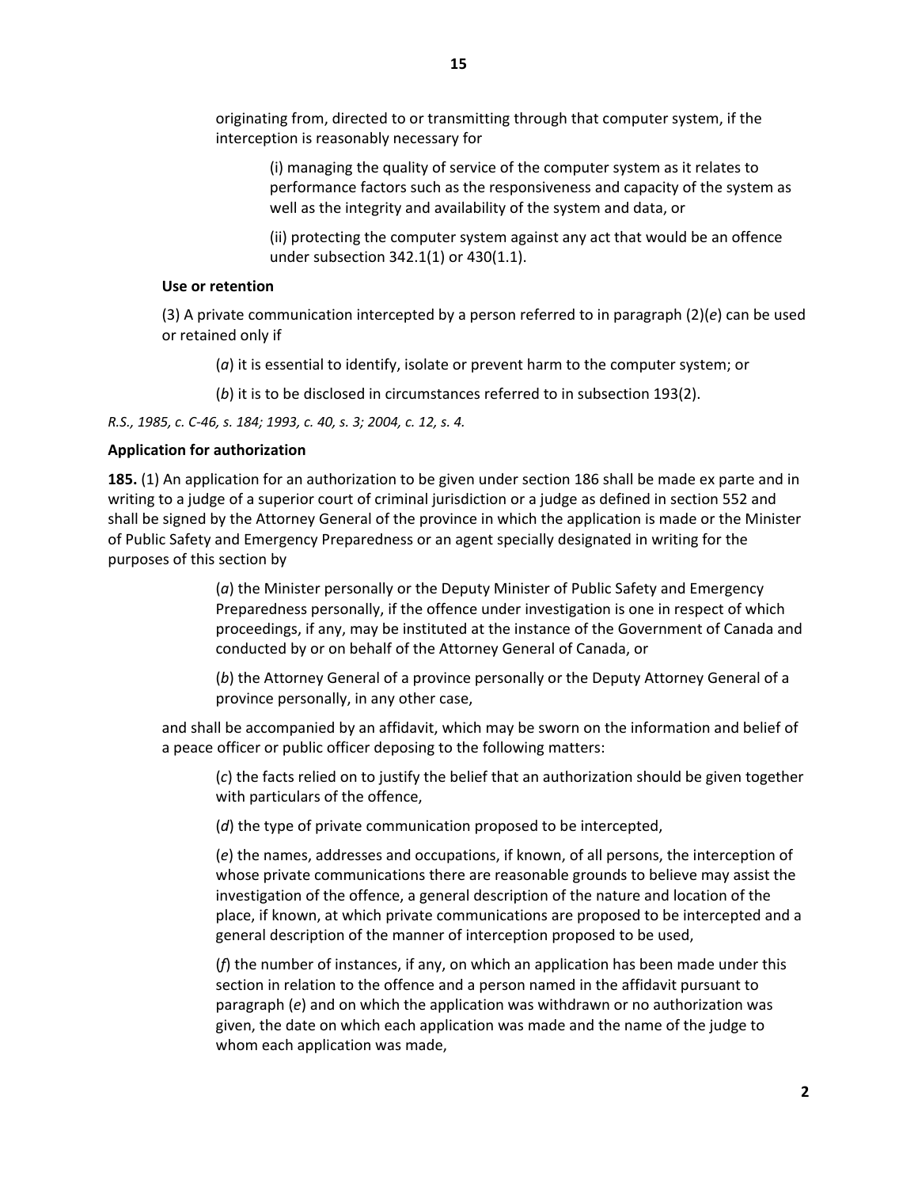originating from, directed to or transmitting through that computer system, if the interception is reasonably necessary for

(i) managing the quality of service of the computer system as it relates to performance factors such as the responsiveness and capacity of the system as well as the integrity and availability of the system and data, or

(ii) protecting the computer system against any act that would be an offence under subsection 342.1(1) or 430(1.1).

**Use or retention**

(3) A private communication intercepted by a person referred to in paragraph (2)(*e*) can be used or retained only if

(*a*) it is essential to identify, isolate or prevent harm to the computer system; or

(*b*) it is to be disclosed in circumstances referred to in subsection 193(2).

*R.S., 1985, c. C-46, s. 184; 1993, c. 40, s. 3; 2004, c. 12, s. 4.*

**Application for authorization**

**185.** (1) An application for an authorization to be given under section 186 shall be made ex parte and in writing to a judge of a superior court of criminal jurisdiction or a judge as defined in section 552 and shall be signed by the Attorney General of the province in which the application is made or the Minister of Public Safety and Emergency Preparedness or an agent specially designated in writing for the purposes of this section by

(*a*) the Minister personally or the Deputy Minister of Public Safety and Emergency Preparedness personally, if the offence under investigation is one in respect of which proceedings, if any, may be instituted at the instance of the Government of Canada and conducted by or on behalf of the Attorney General of Canada, or

(*b*) the Attorney General of a province personally or the Deputy Attorney General of a province personally, in any other case,

and shall be accompanied by an affidavit, which may be sworn on the information and belief of a peace officer or public officer deposing to the following matters:

(*c*) the facts relied on to justify the belief that an authorization should be given together with particulars of the offence,

(*d*) the type of private communication proposed to be intercepted,

(*e*) the names, addresses and occupations, if known, of all persons, the interception of whose private communications there are reasonable grounds to believe may assist the investigation of the offence, a general description of the nature and location of the place, if known, at which private communications are proposed to be intercepted and a general description of the manner of interception proposed to be used,

(*f*) the number of instances, if any, on which an application has been made under this section in relation to the offence and a person named in the affidavit pursuant to paragraph (*e*) and on which the application was withdrawn or no authorization was given, the date on which each application was made and the name of the judge to whom each application was made,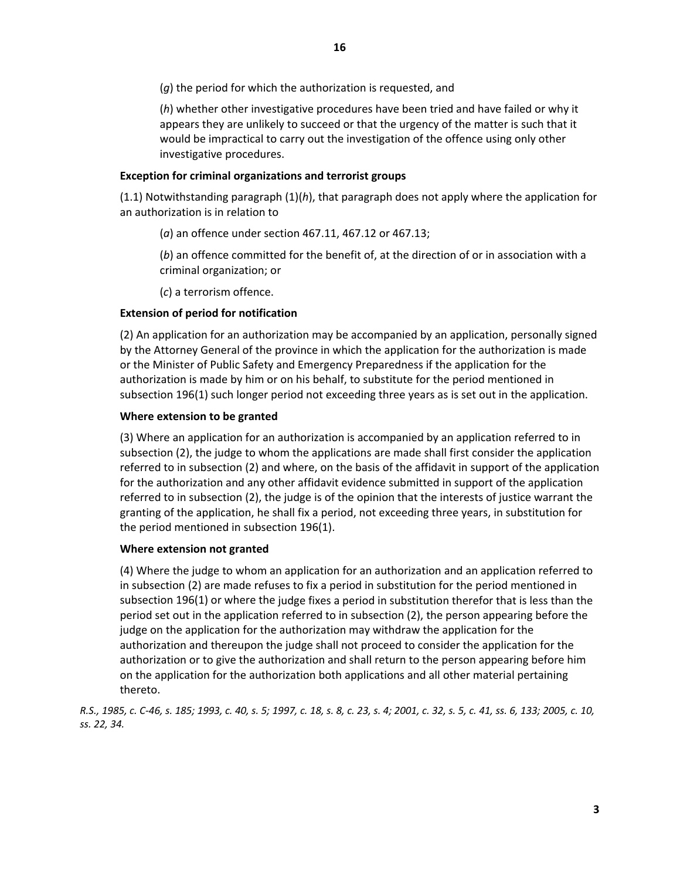(*g*) the period for which the authorization is requested, and

(*h*) whether other investigative procedures have been tried and have failed or why it appears they are unlikely to succeed or that the urgency of the matter is such that it would be impractical to carry out the investigation of the offence using only other investigative procedures.

**Exception for criminal organizations and terrorist groups**

(1.1) Notwithstanding paragraph (1)(*h*), that paragraph does not apply where the application for an authorization is in relation to

(*a*) an offence under section 467.11, 467.12 or 467.13;

(*b*) an offence committed for the benefit of, at the direction of or in association with a criminal organization; or

(*c*) a terrorism offence.

**Extension of period for notification**

(2) An application for an authorization may be accompanied by an application, personally signed by the Attorney General of the province in which the application for the authorization is made or the Minister of Public Safety and Emergency Preparedness if the application for the authorization is made by him or on his behalf, to substitute for the period mentioned in subsection 196(1) such longer period not exceeding three years as is set out in the application.

**Where extension to be granted**

(3) Where an application for an authorization is accompanied by an application referred to in subsection (2), the judge to whom the applications are made shall first consider the application referred to in subsection (2) and where, on the basis of the affidavit in support of the application for the authorization and any other affidavit evidence submitted in support of the application referred to in subsection (2), the judge is of the opinion that the interests of justice warrant the granting of the application, he shall fix a period, not exceeding three years, in substitution for the period mentioned in subsection 196(1).

**Where extension not granted**

(4) Where the judge to whom an application for an authorization and an application referred to in subsection (2) are made refuses to fix a period in substitution for the period mentioned in subsection 196(1) or where the judge fixes a period in substitution therefor that is less than the period set out in the application referred to in subsection (2), the person appearing before the judge on the application for the authorization may withdraw the application for the authorization and thereupon the judge shall not proceed to consider the application for the authorization or to give the authorization and shall return to the person appearing before him on the application for the authorization both applications and all other material pertaining thereto.

*R.S., 1985, c. C-46, s. 185; 1993, c. 40, s. 5; 1997, c. 18, s. 8, c. 23, s. 4; 2001, c. 32, s. 5, c. 41, ss. 6, 133; 2005, c. 10, ss. 22, 34.*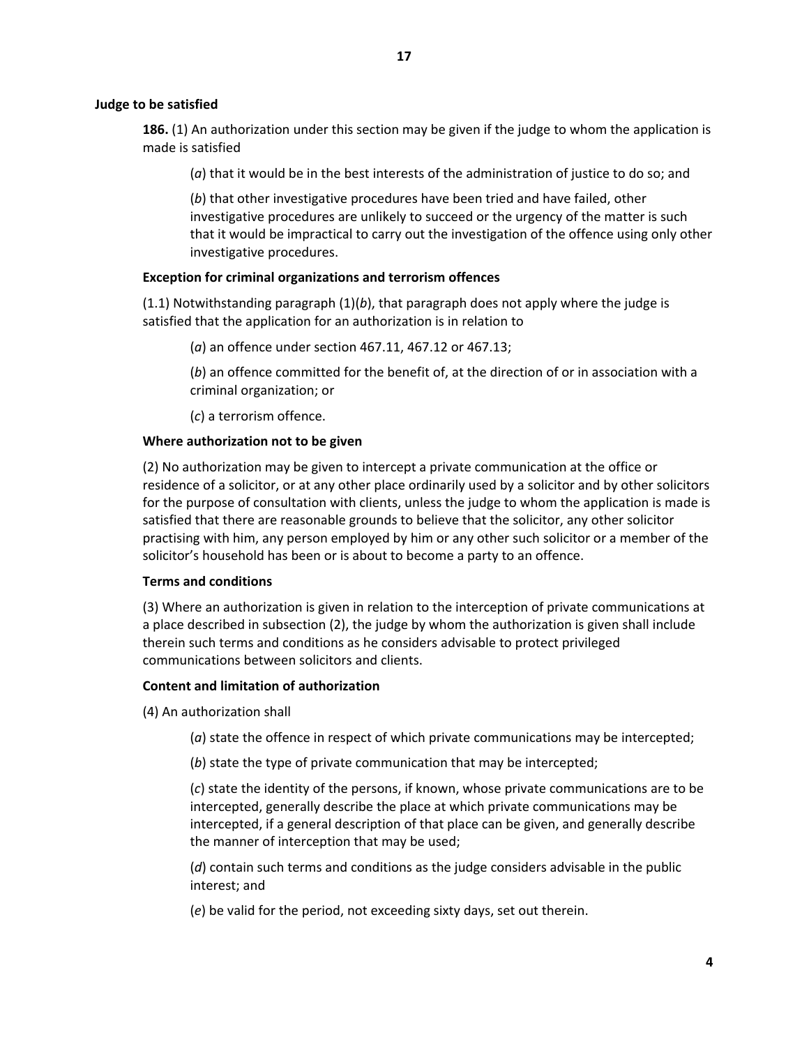**Judge to be satisfied**

**186.** (1) An authorization under this section may be given if the judge to whom the application is made is satisfied

(*a*) that it would be in the best interests of the administration of justice to do so; and

(*b*) that other investigative procedures have been tried and have failed, other investigative procedures are unlikely to succeed or the urgency of the matter is such that it would be impractical to carry out the investigation of the offence using only other investigative procedures.

**Exception for criminal organizations and terrorism offences**

(1.1) Notwithstanding paragraph (1)(*b*), that paragraph does not apply where the judge is satisfied that the application for an authorization is in relation to

(*a*) an offence under section 467.11, 467.12 or 467.13;

(*b*) an offence committed for the benefit of, at the direction of or in association with a criminal organization; or

(*c*) a terrorism offence.

**Where authorization not to be given**

(2) No authorization may be given to intercept a private communication at the office or residence of a solicitor, or at any other place ordinarily used by a solicitor and by other solicitors for the purpose of consultation with clients, unless the judge to whom the application is made is satisfied that there are reasonable grounds to believe that the solicitor, any other solicitor practising with him, any person employed by him or any other such solicitor or a member of the solicitor's household has been or is about to become a party to an offence.

**Terms and conditions**

(3) Where an authorization is given in relation to the interception of private communications at a place described in subsection (2), the judge by whom the authorization is given shall include therein such terms and conditions as he considers advisable to protect privileged communications between solicitors and clients.

**Content and limitation of authorization**

(4) An authorization shall

(*a*) state the offence in respect of which private communications may be intercepted;

(*b*) state the type of private communication that may be intercepted;

(*c*) state the identity of the persons, if known, whose private communications are to be intercepted, generally describe the place at which private communications may be intercepted, if a general description of that place can be given, and generally describe the manner of interception that may be used;

(*d*) contain such terms and conditions as the judge considers advisable in the public interest; and

(*e*) be valid for the period, not exceeding sixty days, set out therein.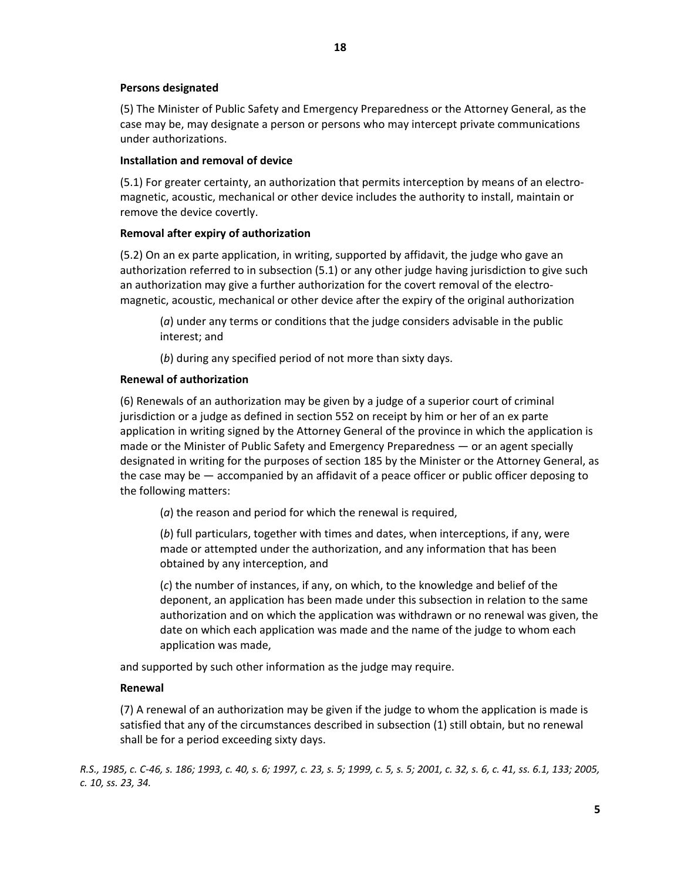**Persons designated**

(5) The Minister of Public Safety and Emergency Preparedness or the Attorney General, as the case may be, may designate a person or persons who may intercept private communications under authorizations.

**Installation and removal of device**

(5.1) For greater certainty, an authorization that permits interception by means of an electro-magnetic, acoustic, mechanical or other device includes the authority to install, maintain or remove the device covertly.

**Removal after expiry of authorization**

(5.2) On an ex parte application, in writing, supported by affidavit, the judge who gave an authorization referred to in subsection (5.1) or any other judge having jurisdiction to give such an authorization may give a further authorization for the covert removal of the electro-magnetic, acoustic, mechanical or other device after the expiry of the original authorization

> (*a*) under any terms or conditions that the judge considers advisable in the public interest; and
>
> (*b*) during any specified period of not more than sixty days.

**Renewal of authorization**

(6) Renewals of an authorization may be given by a judge of a superior court of criminal jurisdiction or a judge as defined in section 552 on receipt by him or her of an ex parte application in writing signed by the Attorney General of the province in which the application is made or the Minister of Public Safety and Emergency Preparedness — or an agent specially designated in writing for the purposes of section 185 by the Minister or the Attorney General, as the case may be — accompanied by an affidavit of a peace officer or public officer deposing to the following matters:

> (*a*) the reason and period for which the renewal is required,
>
> (*b*) full particulars, together with times and dates, when interceptions, if any, were made or attempted under the authorization, and any information that has been obtained by any interception, and
>
> (*c*) the number of instances, if any, on which, to the knowledge and belief of the deponent, an application has been made under this subsection in relation to the same authorization and on which the application was withdrawn or no renewal was given, the date on which each application was made and the name of the judge to whom each application was made,

and supported by such other information as the judge may require.

**Renewal**

(7) A renewal of an authorization may be given if the judge to whom the application is made is satisfied that any of the circumstances described in subsection (1) still obtain, but no renewal shall be for a period exceeding sixty days.

*R.S., 1985, c. C-46, s. 186; 1993, c. 40, s. 6; 1997, c. 23, s. 5; 1999, c. 5, s. 5; 2001, c. 32, s. 6, c. 41, ss. 6.1, 133; 2005, c. 10, ss. 23, 34.*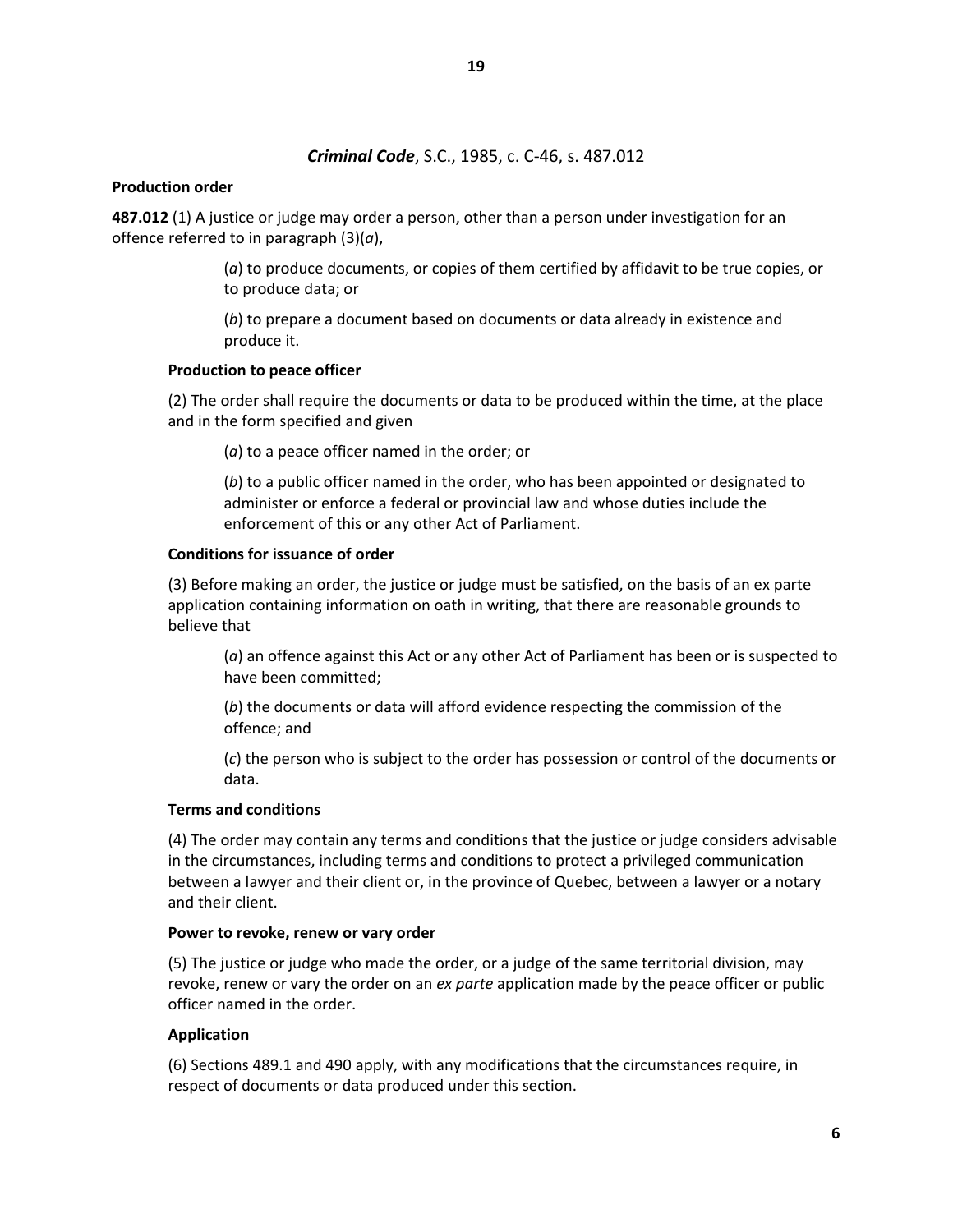## *Criminal Code*, S.C., 1985, c. C-46, s. 487.012

**Production order**

**487.012** (1) A justice or judge may order a person, other than a person under investigation for an offence referred to in paragraph (3)(*a*),

> (*a*) to produce documents, or copies of them certified by affidavit to be true copies, or to produce data; or
>
> (*b*) to prepare a document based on documents or data already in existence and produce it.

**Production to peace officer**

(2) The order shall require the documents or data to be produced within the time, at the place and in the form specified and given

> (*a*) to a peace officer named in the order; or
>
> (*b*) to a public officer named in the order, who has been appointed or designated to administer or enforce a federal or provincial law and whose duties include the enforcement of this or any other Act of Parliament.

**Conditions for issuance of order**

(3) Before making an order, the justice or judge must be satisfied, on the basis of an ex parte application containing information on oath in writing, that there are reasonable grounds to believe that

> (*a*) an offence against this Act or any other Act of Parliament has been or is suspected to have been committed;
>
> (*b*) the documents or data will afford evidence respecting the commission of the offence; and
>
> (*c*) the person who is subject to the order has possession or control of the documents or data.

**Terms and conditions**

(4) The order may contain any terms and conditions that the justice or judge considers advisable in the circumstances, including terms and conditions to protect a privileged communication between a lawyer and their client or, in the province of Quebec, between a lawyer or a notary and their client.

**Power to revoke, renew or vary order**

(5) The justice or judge who made the order, or a judge of the same territorial division, may revoke, renew or vary the order on an *ex parte* application made by the peace officer or public officer named in the order.

**Application**

(6) Sections 489.1 and 490 apply, with any modifications that the circumstances require, in respect of documents or data produced under this section.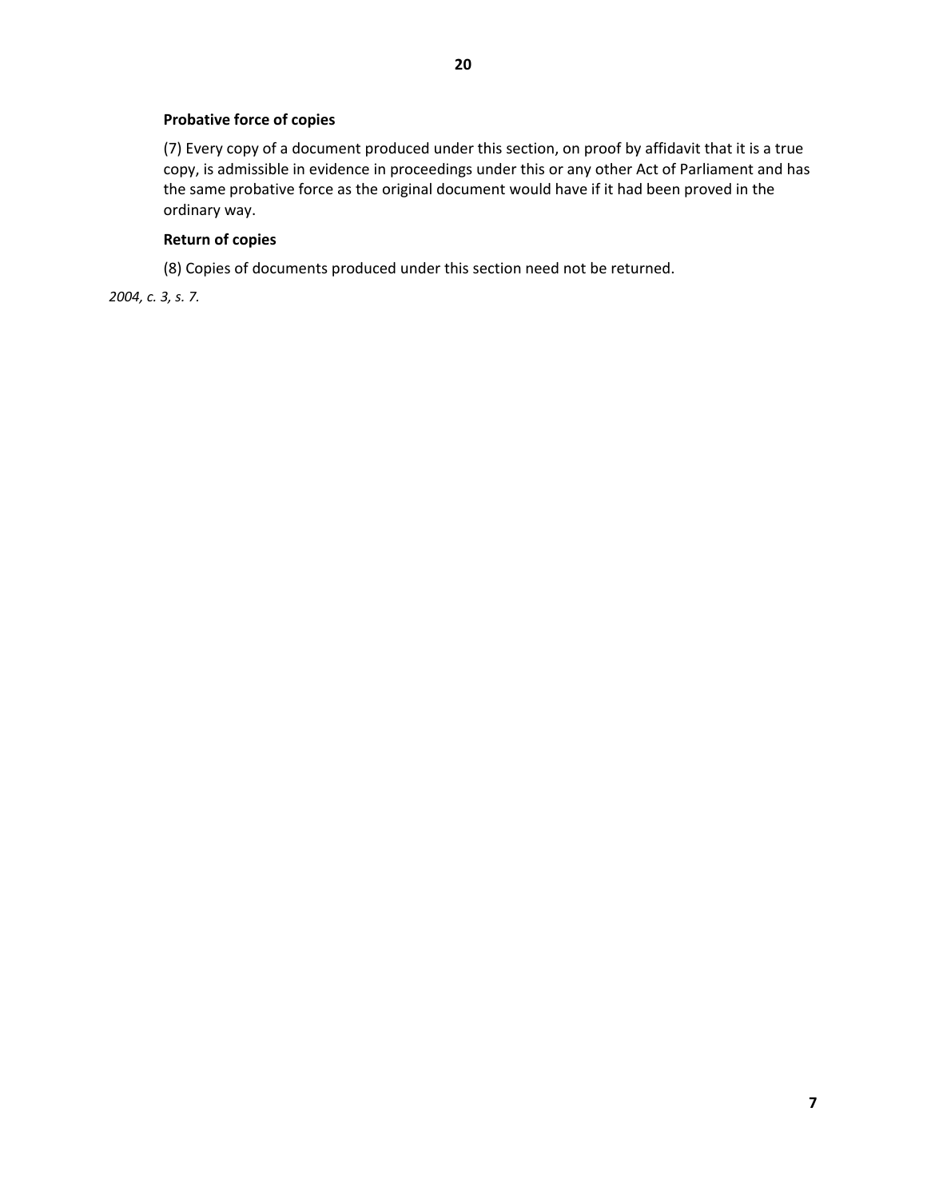**Probative force of copies**

(7) Every copy of a document produced under this section, on proof by affidavit that it is a true copy, is admissible in evidence in proceedings under this or any other Act of Parliament and has the same probative force as the original document would have if it had been proved in the ordinary way.

**Return of copies**

(8) Copies of documents produced under this section need not be returned.

*2004, c. 3, s. 7.*